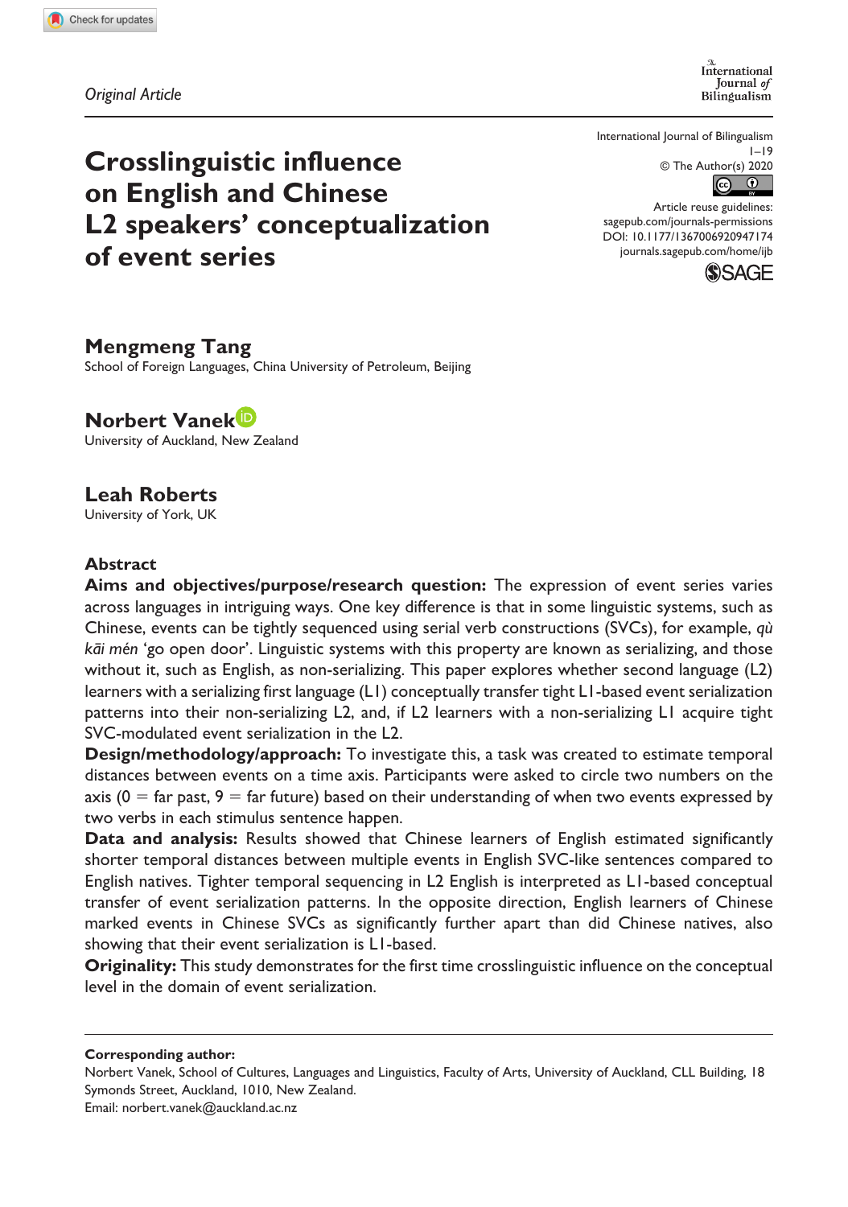*Original Article*

# Crosslinguistic influence on English and Chinese L2 speakers' conceptualization of event series

**Mengmeng Tang**
School of Foreign Languages, China University of Petroleum, Beijing

**Norbert Vanek**
University of Auckland, New Zealand

**Leah Roberts**
University of York, UK

## Abstract

**Aims and objectives/purpose/research question:** The expression of event series varies across languages in intriguing ways. One key difference is that in some linguistic systems, such as Chinese, events can be tightly sequenced using serial verb constructions (SVCs), for example, *qù kāi mén* 'go open door'. Linguistic systems with this property are known as serializing, and those without it, such as English, as non-serializing. This paper explores whether second language (L2) learners with a serializing first language (L1) conceptually transfer tight L1-based event serialization patterns into their non-serializing L2, and, if L2 learners with a non-serializing L1 acquire tight SVC-modulated event serialization in the L2.

**Design/methodology/approach:** To investigate this, a task was created to estimate temporal distances between events on a time axis. Participants were asked to circle two numbers on the axis (0 = far past, 9 = far future) based on their understanding of when two events expressed by two verbs in each stimulus sentence happen.

**Data and analysis:** Results showed that Chinese learners of English estimated significantly shorter temporal distances between multiple events in English SVC-like sentences compared to English natives. Tighter temporal sequencing in L2 English is interpreted as L1-based conceptual transfer of event serialization patterns. In the opposite direction, English learners of Chinese marked events in Chinese SVCs as significantly further apart than did Chinese natives, also showing that their event serialization is L1-based.

**Originality:** This study demonstrates for the first time crosslinguistic influence on the conceptual level in the domain of event serialization.

**Corresponding author:**
Norbert Vanek, School of Cultures, Languages and Linguistics, Faculty of Arts, University of Auckland, CLL Building, 18 Symonds Street, Auckland, 1010, New Zealand.
Email: norbert.vanek@auckland.ac.nz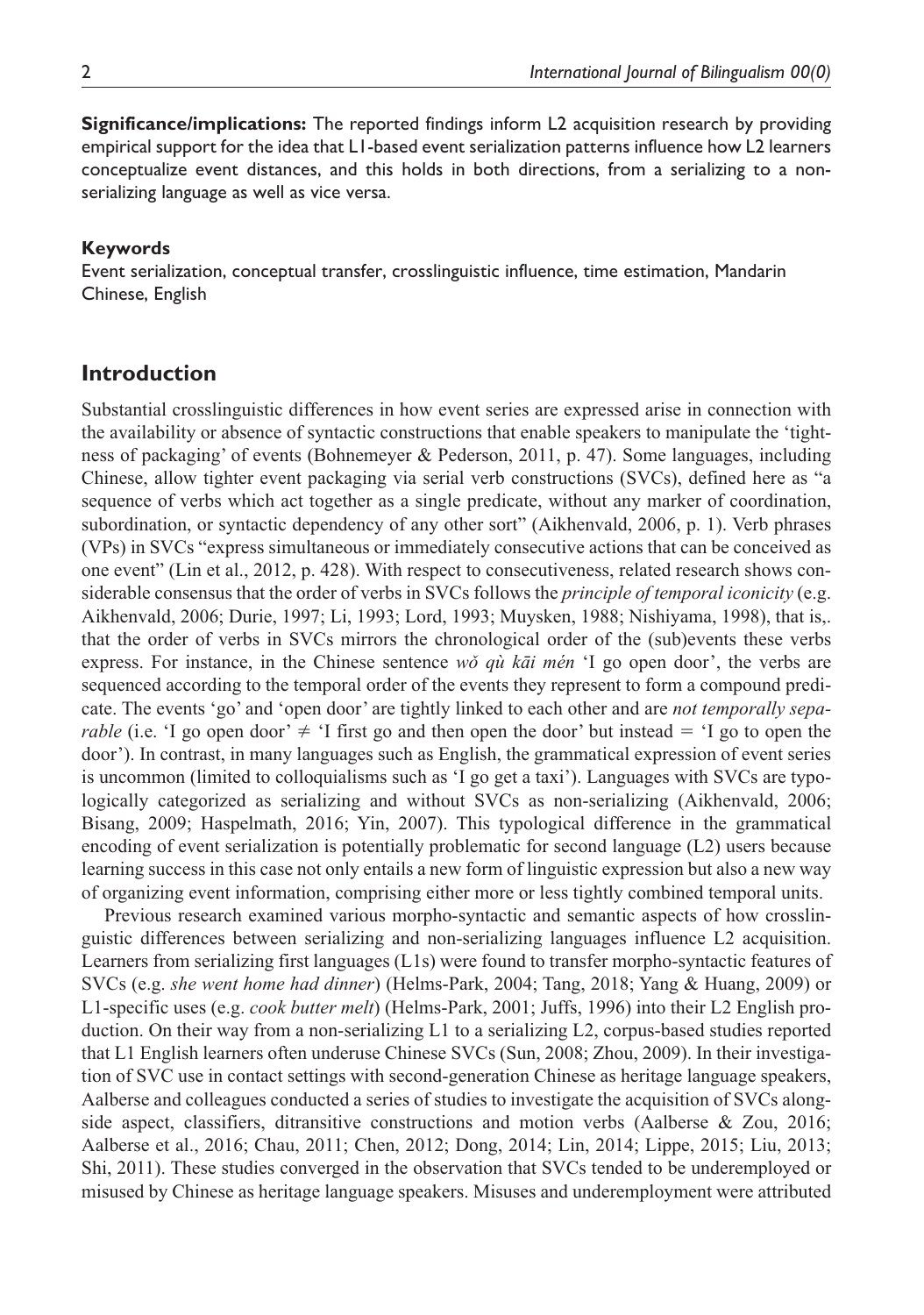**Significance/implications:** The reported findings inform L2 acquisition research by providing empirical support for the idea that L1-based event serialization patterns influence how L2 learners conceptualize event distances, and this holds in both directions, from a serializing to a non-serializing language as well as vice versa.

#### Keywords

Event serialization, conceptual transfer, crosslinguistic influence, time estimation, Mandarin Chinese, English

## Introduction

Substantial crosslinguistic differences in how event series are expressed arise in connection with the availability or absence of syntactic constructions that enable speakers to manipulate the 'tightness of packaging' of events (Bohnemeyer & Pederson, 2011, p. 47). Some languages, including Chinese, allow tighter event packaging via serial verb constructions (SVCs), defined here as "a sequence of verbs which act together as a single predicate, without any marker of coordination, subordination, or syntactic dependency of any other sort" (Aikhenvald, 2006, p. 1). Verb phrases (VPs) in SVCs "express simultaneous or immediately consecutive actions that can be conceived as one event" (Lin et al., 2012, p. 428). With respect to consecutiveness, related research shows considerable consensus that the order of verbs in SVCs follows the *principle of temporal iconicity* (e.g. Aikhenvald, 2006; Durie, 1997; Li, 1993; Lord, 1993; Muysken, 1988; Nishiyama, 1998), that is,. that the order of verbs in SVCs mirrors the chronological order of the (sub)events these verbs express. For instance, in the Chinese sentence *wǒ qù kāi mén* 'I go open door', the verbs are sequenced according to the temporal order of the events they represent to form a compound predicate. The events 'go' and 'open door' are tightly linked to each other and are *not temporally separable* (i.e. 'I go open door' ≠ 'I first go and then open the door' but instead = 'I go to open the door'). In contrast, in many languages such as English, the grammatical expression of event series is uncommon (limited to colloquialisms such as 'I go get a taxi'). Languages with SVCs are typologically categorized as serializing and without SVCs as non-serializing (Aikhenvald, 2006; Bisang, 2009; Haspelmath, 2016; Yin, 2007). This typological difference in the grammatical encoding of event serialization is potentially problematic for second language (L2) users because learning success in this case not only entails a new form of linguistic expression but also a new way of organizing event information, comprising either more or less tightly combined temporal units.

Previous research examined various morpho-syntactic and semantic aspects of how crosslinguistic differences between serializing and non-serializing languages influence L2 acquisition. Learners from serializing first languages (L1s) were found to transfer morpho-syntactic features of SVCs (e.g. *she went home had dinner*) (Helms-Park, 2004; Tang, 2018; Yang & Huang, 2009) or L1-specific uses (e.g. *cook butter melt*) (Helms-Park, 2001; Juffs, 1996) into their L2 English production. On their way from a non-serializing L1 to a serializing L2, corpus-based studies reported that L1 English learners often underuse Chinese SVCs (Sun, 2008; Zhou, 2009). In their investigation of SVC use in contact settings with second-generation Chinese as heritage language speakers, Aalberse and colleagues conducted a series of studies to investigate the acquisition of SVCs alongside aspect, classifiers, ditransitive constructions and motion verbs (Aalberse & Zou, 2016; Aalberse et al., 2016; Chau, 2011; Chen, 2012; Dong, 2014; Lin, 2014; Lippe, 2015; Liu, 2013; Shi, 2011). These studies converged in the observation that SVCs tended to be underemployed or misused by Chinese as heritage language speakers. Misuses and underemployment were attributed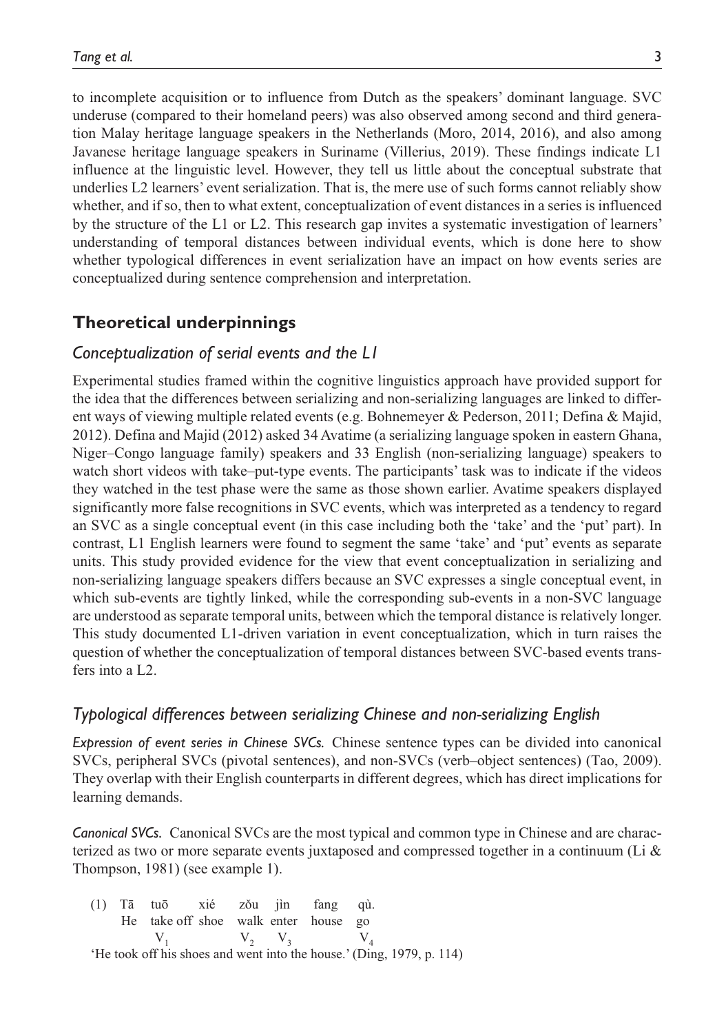to incomplete acquisition or to influence from Dutch as the speakers' dominant language. SVC underuse (compared to their homeland peers) was also observed among second and third generation Malay heritage language speakers in the Netherlands (Moro, 2014, 2016), and also among Javanese heritage language speakers in Suriname (Villerius, 2019). These findings indicate L1 influence at the linguistic level. However, they tell us little about the conceptual substrate that underlies L2 learners' event serialization. That is, the mere use of such forms cannot reliably show whether, and if so, then to what extent, conceptualization of event distances in a series is influenced by the structure of the L1 or L2. This research gap invites a systematic investigation of learners' understanding of temporal distances between individual events, which is done here to show whether typological differences in event serialization have an impact on how events series are conceptualized during sentence comprehension and interpretation.

## Theoretical underpinnings

### *Conceptualization of serial events and the L1*

Experimental studies framed within the cognitive linguistics approach have provided support for the idea that the differences between serializing and non-serializing languages are linked to different ways of viewing multiple related events (e.g. Bohnemeyer & Pederson, 2011; Defina & Majid, 2012). Defina and Majid (2012) asked 34 Avatime (a serializing language spoken in eastern Ghana, Niger–Congo language family) speakers and 33 English (non-serializing language) speakers to watch short videos with take–put-type events. The participants' task was to indicate if the videos they watched in the test phase were the same as those shown earlier. Avatime speakers displayed significantly more false recognitions in SVC events, which was interpreted as a tendency to regard an SVC as a single conceptual event (in this case including both the 'take' and the 'put' part). In contrast, L1 English learners were found to segment the same 'take' and 'put' events as separate units. This study provided evidence for the view that event conceptualization in serializing and non-serializing language speakers differs because an SVC expresses a single conceptual event, in which sub-events are tightly linked, while the corresponding sub-events in a non-SVC language are understood as separate temporal units, between which the temporal distance is relatively longer. This study documented L1-driven variation in event conceptualization, which in turn raises the question of whether the conceptualization of temporal distances between SVC-based events transfers into a L2.

### *Typological differences between serializing Chinese and non-serializing English*

*Expression of event series in Chinese SVCs.* Chinese sentence types can be divided into canonical SVCs, peripheral SVCs (pivotal sentences), and non-SVCs (verb–object sentences) (Tao, 2009). They overlap with their English counterparts in different degrees, which has direct implications for learning demands.

*Canonical SVCs.* Canonical SVCs are the most typical and common type in Chinese and are characterized as two or more separate events juxtaposed and compressed together in a continuum (Li & Thompson, 1981) (see example 1).

(1) Tā tuō xié zǒu jìn fang qù.
He take off shoe walk enter house go
$V_1$ $V_2$ $V_3$ $V_4$

'He took off his shoes and went into the house.' (Ding, 1979, p. 114)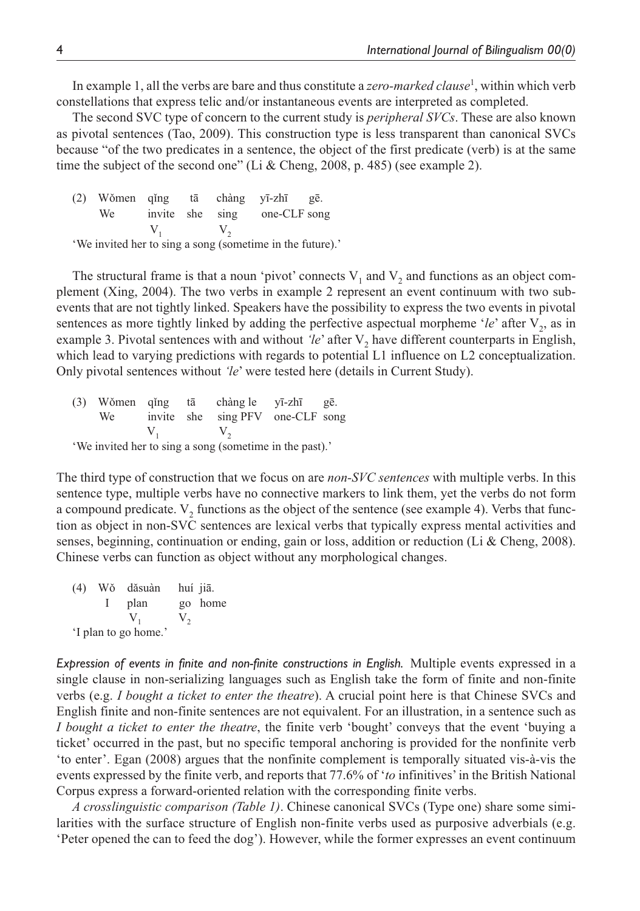In example 1, all the verbs are bare and thus constitute a *zero-marked clause*[1], within which verb constellations that express telic and/or instantaneous events are interpreted as completed.

The second SVC type of concern to the current study is *peripheral SVCs*. These are also known as pivotal sentences (Tao, 2009). This construction type is less transparent than canonical SVCs because "of the two predicates in a sentence, the object of the first predicate (verb) is at the same time the subject of the second one" (Li & Cheng, 2008, p. 485) (see example 2).

(2) Wǒmen qǐng tā chàng yī-zhī gē.
We invite she sing one-CLF song
$V_1$ $V_2$
'We invited her to sing a song (sometime in the future).'

The structural frame is that a noun 'pivot' connects $V_1$ and $V_2$ and functions as an object complement (Xing, 2004). The two verbs in example 2 represent an event continuum with two sub-events that are not tightly linked. Speakers have the possibility to express the two events in pivotal sentences as more tightly linked by adding the perfective aspectual morpheme '*le*' after $V_2$, as in example 3. Pivotal sentences with and without *'le'* after $V_2$ have different counterparts in English, which lead to varying predictions with regards to potential L1 influence on L2 conceptualization. Only pivotal sentences without *'le'* were tested here (details in Current Study).

(3) Wǒmen qǐng tā chàng le yī-zhī gē.
We invite she sing PFV one-CLF song
$V_1$ $V_2$
'We invited her to sing a song (sometime in the past).'

The third type of construction that we focus on are *non-SVC sentences* with multiple verbs. In this sentence type, multiple verbs have no connective markers to link them, yet the verbs do not form a compound predicate. $V_2$ functions as the object of the sentence (see example 4). Verbs that function as object in non-SVC sentences are lexical verbs that typically express mental activities and senses, beginning, continuation or ending, gain or loss, addition or reduction (Li & Cheng, 2008). Chinese verbs can function as object without any morphological changes.

(4) Wǒ dǎsuàn huí jiā.
I plan go home
$V_1$ $V_2$
'I plan to go home.'

*Expression of events in finite and non-finite constructions in English.* Multiple events expressed in a single clause in non-serializing languages such as English take the form of finite and non-finite verbs (e.g. *I bought a ticket to enter the theatre*). A crucial point here is that Chinese SVCs and English finite and non-finite sentences are not equivalent. For an illustration, in a sentence such as *I bought a ticket to enter the theatre*, the finite verb 'bought' conveys that the event 'buying a ticket' occurred in the past, but no specific temporal anchoring is provided for the nonfinite verb 'to enter'. Egan (2008) argues that the nonfinite complement is temporally situated vis-à-vis the events expressed by the finite verb, and reports that 77.6% of '*to* infinitives' in the British National Corpus express a forward-oriented relation with the corresponding finite verbs.

*A crosslinguistic comparison (Table 1)*. Chinese canonical SVCs (Type one) share some similarities with the surface structure of English non-finite verbs used as purposive adverbials (e.g. 'Peter opened the can to feed the dog'). However, while the former expresses an event continuum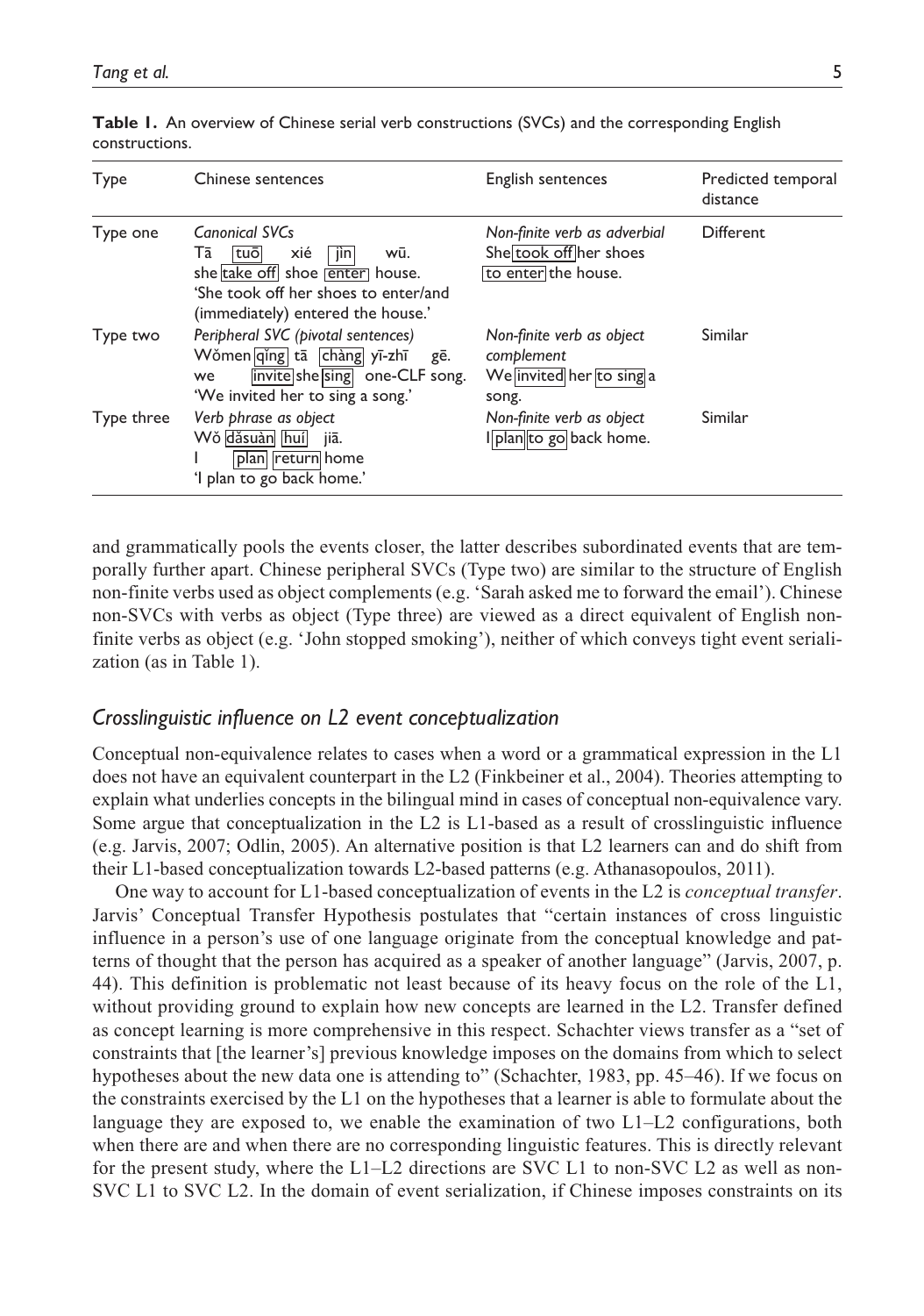**Table 1.** An overview of Chinese serial verb constructions (SVCs) and the corresponding English constructions.

| Type | Chinese sentences | English sentences | Predicted temporal distance |
|---|---|---|---|
| Type one | *Canonical SVCs*<br>Tā tuō xié jìn wū.<br>she take off shoe enter house.<br>'She took off her shoes to enter/and (immediately) entered the house.' | *Non-finite verb as adverbial*<br>She took off her shoes to enter the house. | Different |
| Type two | *Peripheral SVC (pivotal sentences)*<br>Wǒmen qǐng tā chàng yī-zhī gē.<br>we invite she sing one-CLF song.<br>'We invited her to sing a song.' | *Non-finite verb as object complement*<br>We invited her to sing a song. | Similar |
| Type three | *Verb phrase as object*<br>Wǒ dǎsuàn huí jiā.<br>I plan return home<br>'I plan to go back home.' | *Non-finite verb as object*<br>I plan to go back home. | Similar |

and grammatically pools the events closer, the latter describes subordinated events that are temporally further apart. Chinese peripheral SVCs (Type two) are similar to the structure of English non-finite verbs used as object complements (e.g. 'Sarah asked me to forward the email'). Chinese non-SVCs with verbs as object (Type three) are viewed as a direct equivalent of English non-finite verbs as object (e.g. 'John stopped smoking'), neither of which conveys tight event serialization (as in Table 1).

## *Crosslinguistic influence on L2 event conceptualization*

Conceptual non-equivalence relates to cases when a word or a grammatical expression in the L1 does not have an equivalent counterpart in the L2 (Finkbeiner et al., 2004). Theories attempting to explain what underlies concepts in the bilingual mind in cases of conceptual non-equivalence vary. Some argue that conceptualization in the L2 is L1-based as a result of crosslinguistic influence (e.g. Jarvis, 2007; Odlin, 2005). An alternative position is that L2 learners can and do shift from their L1-based conceptualization towards L2-based patterns (e.g. Athanasopoulos, 2011).

One way to account for L1-based conceptualization of events in the L2 is *conceptual transfer*. Jarvis' Conceptual Transfer Hypothesis postulates that "certain instances of cross linguistic influence in a person's use of one language originate from the conceptual knowledge and patterns of thought that the person has acquired as a speaker of another language" (Jarvis, 2007, p. 44). This definition is problematic not least because of its heavy focus on the role of the L1, without providing ground to explain how new concepts are learned in the L2. Transfer defined as concept learning is more comprehensive in this respect. Schachter views transfer as a "set of constraints that [the learner's] previous knowledge imposes on the domains from which to select hypotheses about the new data one is attending to" (Schachter, 1983, pp. 45–46). If we focus on the constraints exercised by the L1 on the hypotheses that a learner is able to formulate about the language they are exposed to, we enable the examination of two L1–L2 configurations, both when there are and when there are no corresponding linguistic features. This is directly relevant for the present study, where the L1–L2 directions are SVC L1 to non-SVC L2 as well as non-SVC L1 to SVC L2. In the domain of event serialization, if Chinese imposes constraints on its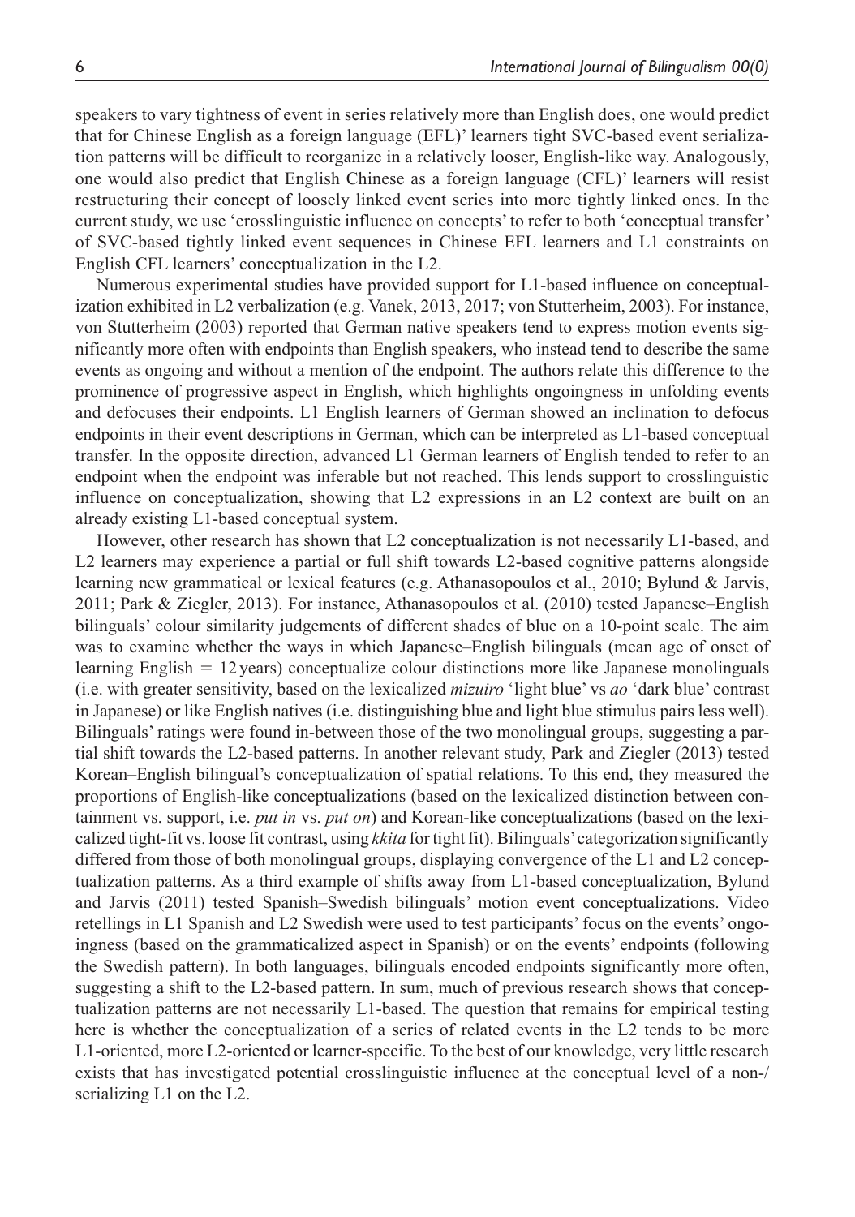speakers to vary tightness of event in series relatively more than English does, one would predict that for Chinese English as a foreign language (EFL)' learners tight SVC-based event serialization patterns will be difficult to reorganize in a relatively looser, English-like way. Analogously, one would also predict that English Chinese as a foreign language (CFL)' learners will resist restructuring their concept of loosely linked event series into more tightly linked ones. In the current study, we use 'crosslinguistic influence on concepts' to refer to both 'conceptual transfer' of SVC-based tightly linked event sequences in Chinese EFL learners and L1 constraints on English CFL learners' conceptualization in the L2.

Numerous experimental studies have provided support for L1-based influence on conceptualization exhibited in L2 verbalization (e.g. Vanek, 2013, 2017; von Stutterheim, 2003). For instance, von Stutterheim (2003) reported that German native speakers tend to express motion events significantly more often with endpoints than English speakers, who instead tend to describe the same events as ongoing and without a mention of the endpoint. The authors relate this difference to the prominence of progressive aspect in English, which highlights ongoingness in unfolding events and defocuses their endpoints. L1 English learners of German showed an inclination to defocus endpoints in their event descriptions in German, which can be interpreted as L1-based conceptual transfer. In the opposite direction, advanced L1 German learners of English tended to refer to an endpoint when the endpoint was inferable but not reached. This lends support to crosslinguistic influence on conceptualization, showing that L2 expressions in an L2 context are built on an already existing L1-based conceptual system.

However, other research has shown that L2 conceptualization is not necessarily L1-based, and L2 learners may experience a partial or full shift towards L2-based cognitive patterns alongside learning new grammatical or lexical features (e.g. Athanasopoulos et al., 2010; Bylund & Jarvis, 2011; Park & Ziegler, 2013). For instance, Athanasopoulos et al. (2010) tested Japanese–English bilinguals' colour similarity judgements of different shades of blue on a 10-point scale. The aim was to examine whether the ways in which Japanese–English bilinguals (mean age of onset of learning English = 12 years) conceptualize colour distinctions more like Japanese monolinguals (i.e. with greater sensitivity, based on the lexicalized *mizuiro* 'light blue' vs *ao* 'dark blue' contrast in Japanese) or like English natives (i.e. distinguishing blue and light blue stimulus pairs less well). Bilinguals' ratings were found in-between those of the two monolingual groups, suggesting a partial shift towards the L2-based patterns. In another relevant study, Park and Ziegler (2013) tested Korean–English bilingual's conceptualization of spatial relations. To this end, they measured the proportions of English-like conceptualizations (based on the lexicalized distinction between containment vs. support, i.e. *put in* vs. *put on*) and Korean-like conceptualizations (based on the lexicalized tight-fit vs. loose fit contrast, using *kkita* for tight fit). Bilinguals' categorization significantly differed from those of both monolingual groups, displaying convergence of the L1 and L2 conceptualization patterns. As a third example of shifts away from L1-based conceptualization, Bylund and Jarvis (2011) tested Spanish–Swedish bilinguals' motion event conceptualizations. Video retellings in L1 Spanish and L2 Swedish were used to test participants' focus on the events' ongoingness (based on the grammaticalized aspect in Spanish) or on the events' endpoints (following the Swedish pattern). In both languages, bilinguals encoded endpoints significantly more often, suggesting a shift to the L2-based pattern. In sum, much of previous research shows that conceptualization patterns are not necessarily L1-based. The question that remains for empirical testing here is whether the conceptualization of a series of related events in the L2 tends to be more L1-oriented, more L2-oriented or learner-specific. To the best of our knowledge, very little research exists that has investigated potential crosslinguistic influence at the conceptual level of a non-/serializing L1 on the L2.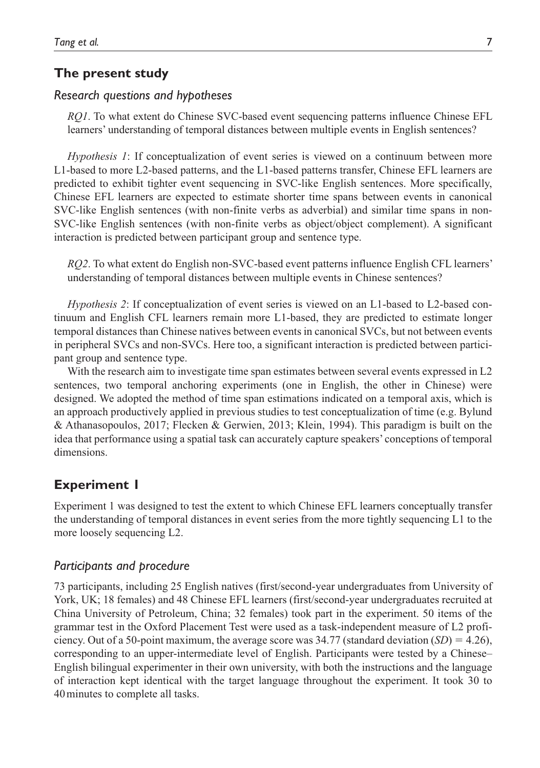## The present study

### *Research questions and hypotheses*

*RQ1*. To what extent do Chinese SVC-based event sequencing patterns influence Chinese EFL learners' understanding of temporal distances between multiple events in English sentences?

*Hypothesis 1*: If conceptualization of event series is viewed on a continuum between more L1-based to more L2-based patterns, and the L1-based patterns transfer, Chinese EFL learners are predicted to exhibit tighter event sequencing in SVC-like English sentences. More specifically, Chinese EFL learners are expected to estimate shorter time spans between events in canonical SVC-like English sentences (with non-finite verbs as adverbial) and similar time spans in non-SVC-like English sentences (with non-finite verbs as object/object complement). A significant interaction is predicted between participant group and sentence type.

*RQ2*. To what extent do English non-SVC-based event patterns influence English CFL learners' understanding of temporal distances between multiple events in Chinese sentences?

*Hypothesis 2*: If conceptualization of event series is viewed on an L1-based to L2-based continuum and English CFL learners remain more L1-based, they are predicted to estimate longer temporal distances than Chinese natives between events in canonical SVCs, but not between events in peripheral SVCs and non-SVCs. Here too, a significant interaction is predicted between participant group and sentence type.

With the research aim to investigate time span estimates between several events expressed in L2 sentences, two temporal anchoring experiments (one in English, the other in Chinese) were designed. We adopted the method of time span estimations indicated on a temporal axis, which is an approach productively applied in previous studies to test conceptualization of time (e.g. Bylund & Athanasopoulos, 2017; Flecken & Gerwien, 2013; Klein, 1994). This paradigm is built on the idea that performance using a spatial task can accurately capture speakers' conceptions of temporal dimensions.

## Experiment 1

Experiment 1 was designed to test the extent to which Chinese EFL learners conceptually transfer the understanding of temporal distances in event series from the more tightly sequencing L1 to the more loosely sequencing L2.

### *Participants and procedure*

73 participants, including 25 English natives (first/second-year undergraduates from University of York, UK; 18 females) and 48 Chinese EFL learners (first/second-year undergraduates recruited at China University of Petroleum, China; 32 females) took part in the experiment. 50 items of the grammar test in the Oxford Placement Test were used as a task-independent measure of L2 proficiency. Out of a 50-point maximum, the average score was 34.77 (standard deviation (*SD*) = 4.26), corresponding to an upper-intermediate level of English. Participants were tested by a Chinese–English bilingual experimenter in their own university, with both the instructions and the language of interaction kept identical with the target language throughout the experiment. It took 30 to 40 minutes to complete all tasks.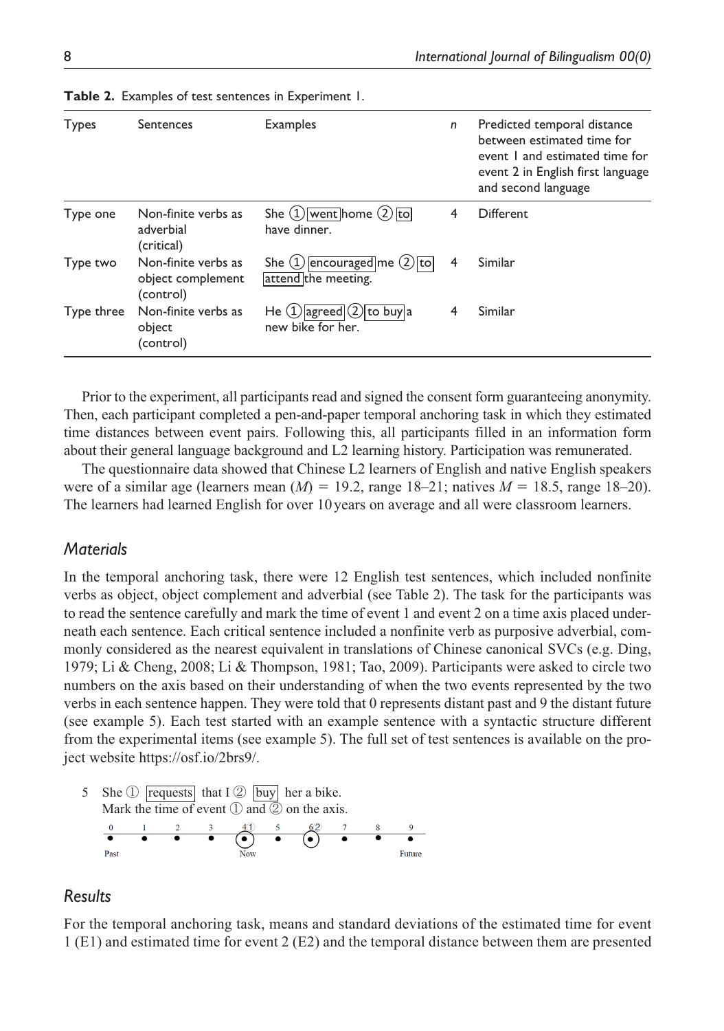**Table 2.** Examples of test sentences in Experiment 1.

| Types | Sentences | Examples | *n* | Predicted temporal distance between estimated time for event 1 and estimated time for event 2 in English first language and second language |
|---|---|---|---|---|
| Type one | Non-finite verbs as adverbial (critical) | She ① went home ② to have dinner. | 4 | Different |
| Type two | Non-finite verbs as object complement (control) | She ① encouraged me ② to attend the meeting. | 4 | Similar |
| Type three | Non-finite verbs as object (control) | He ① agreed ② to buy a new bike for her. | 4 | Similar |

Prior to the experiment, all participants read and signed the consent form guaranteeing anonymity. Then, each participant completed a pen-and-paper temporal anchoring task in which they estimated time distances between event pairs. Following this, all participants filled in an information form about their general language background and L2 learning history. Participation was remunerated.

The questionnaire data showed that Chinese L2 learners of English and native English speakers were of a similar age (learners mean ($M$) = 19.2, range 18–21; natives $M$ = 18.5, range 18–20). The learners had learned English for over 10 years on average and all were classroom learners.

## *Materials*

In the temporal anchoring task, there were 12 English test sentences, which included nonfinite verbs as object, object complement and adverbial (see Table 2). The task for the participants was to read the sentence carefully and mark the time of event 1 and event 2 on a time axis placed underneath each sentence. Each critical sentence included a nonfinite verb as purposive adverbial, commonly considered as the nearest equivalent in translations of Chinese canonical SVCs (e.g. Ding, 1979; Li & Cheng, 2008; Li & Thompson, 1981; Tao, 2009). Participants were asked to circle two numbers on the axis based on their understanding of when the two events represented by the two verbs in each sentence happen. They were told that 0 represents distant past and 9 the distant future (see example 5). Each test started with an example sentence with a syntactic structure different from the experimental items (see example 5). The full set of test sentences is available on the project website https://osf.io/2brs9/.

5 She ① requests that I ② buy her a bike.
Mark the time of event ① and ② on the axis.

| 0 | 1 | 2 | 3 | 4① | 5 | 6② | 7 | 8 | 9 |
|---|---|---|---|---|---|---|---|---|---|
| • | • | • | • | (•) | • | (•) | • | • | • |
| Past | | | | Now | | | | | Future |

## *Results*

For the temporal anchoring task, means and standard deviations of the estimated time for event 1 (E1) and estimated time for event 2 (E2) and the temporal distance between them are presented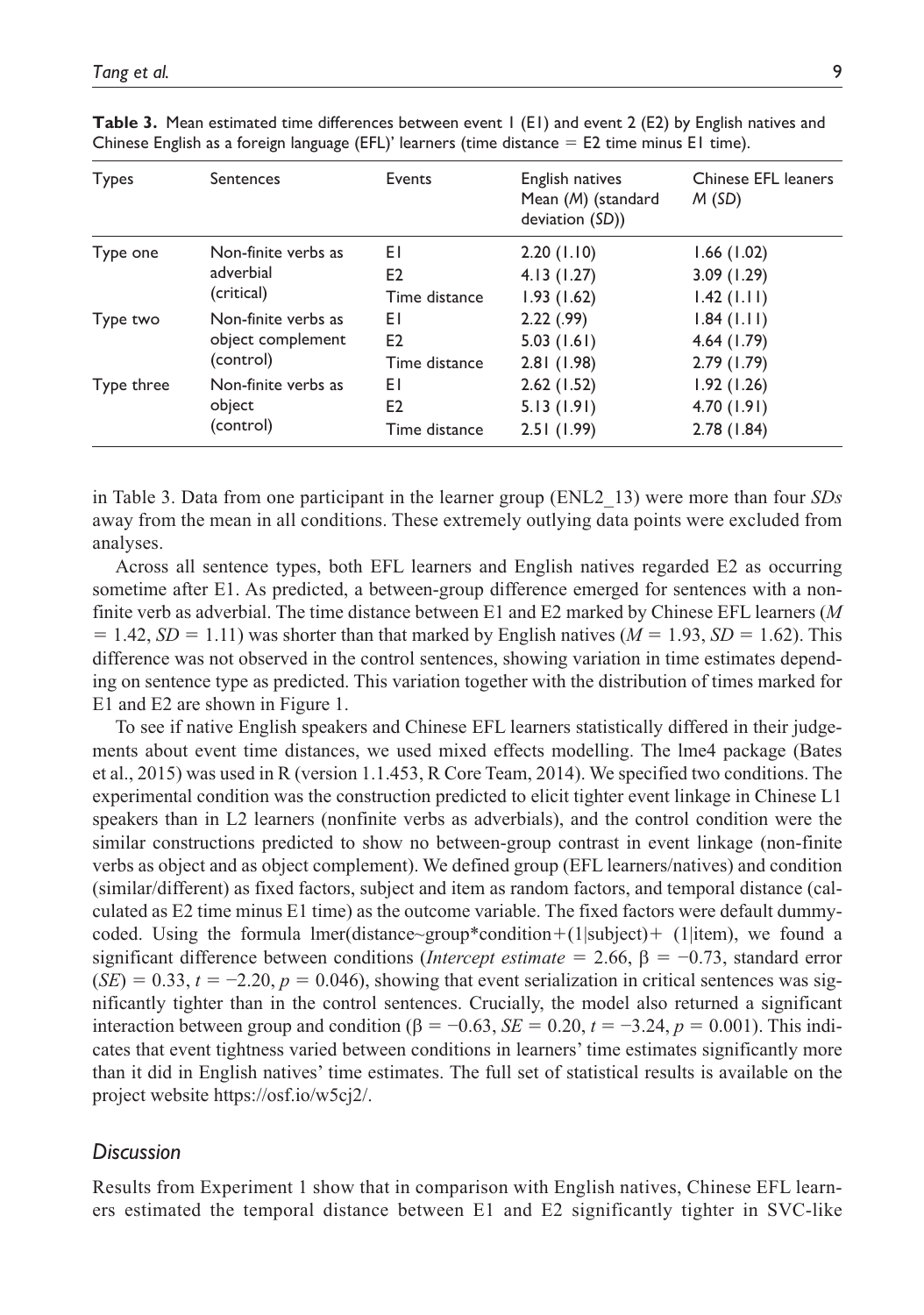**Table 3.** Mean estimated time differences between event 1 (E1) and event 2 (E2) by English natives and Chinese English as a foreign language (EFL)' learners (time distance = E2 time minus E1 time).

| Types | Sentences | Events | English natives Mean (*M*) (standard deviation (*SD*)) | Chinese EFL leaners *M* (*SD*) |
|---|---|---|---|---|
| Type one | Non-finite verbs as adverbial (critical) | E1 | 2.20 (1.10) | 1.66 (1.02) |
| | | E2 | 4.13 (1.27) | 3.09 (1.29) |
| | | Time distance | 1.93 (1.62) | 1.42 (1.11) |
| Type two | Non-finite verbs as object complement (control) | E1 | 2.22 (.99) | 1.84 (1.11) |
| | | E2 | 5.03 (1.61) | 4.64 (1.79) |
| | | Time distance | 2.81 (1.98) | 2.79 (1.79) |
| Type three | Non-finite verbs as object (control) | E1 | 2.62 (1.52) | 1.92 (1.26) |
| | | E2 | 5.13 (1.91) | 4.70 (1.91) |
| | | Time distance | 2.51 (1.99) | 2.78 (1.84) |

in Table 3. Data from one participant in the learner group (ENL2_13) were more than four *SDs* away from the mean in all conditions. These extremely outlying data points were excluded from analyses.

Across all sentence types, both EFL learners and English natives regarded E2 as occurring sometime after E1. As predicted, a between-group difference emerged for sentences with a non-finite verb as adverbial. The time distance between E1 and E2 marked by Chinese EFL learners ($M = 1.42$, $SD = 1.11$) was shorter than that marked by English natives ($M = 1.93$, $SD = 1.62$). This difference was not observed in the control sentences, showing variation in time estimates depending on sentence type as predicted. This variation together with the distribution of times marked for E1 and E2 are shown in Figure 1.

To see if native English speakers and Chinese EFL learners statistically differed in their judgements about event time distances, we used mixed effects modelling. The lme4 package (Bates et al., 2015) was used in R (version 1.1.453, R Core Team, 2014). We specified two conditions. The experimental condition was the construction predicted to elicit tighter event linkage in Chinese L1 speakers than in L2 learners (nonfinite verbs as adverbials), and the control condition were the similar constructions predicted to show no between-group contrast in event linkage (non-finite verbs as object and as object complement). We defined group (EFL learners/natives) and condition (similar/different) as fixed factors, subject and item as random factors, and temporal distance (calculated as E2 time minus E1 time) as the outcome variable. The fixed factors were default dummy-coded. Using the formula lmer(distance~group*condition+(1|subject)+ (1|item), we found a significant difference between conditions (*Intercept estimate* = 2.66, $\beta = -0.73$, standard error ($SE$) = 0.33, $t = -2.20$, $p = 0.046$), showing that event serialization in critical sentences was significantly tighter than in the control sentences. Crucially, the model also returned a significant interaction between group and condition ($\beta = -0.63$, $SE = 0.20$, $t = -3.24$, $p = 0.001$). This indicates that event tightness varied between conditions in learners' time estimates significantly more than it did in English natives' time estimates. The full set of statistical results is available on the project website https://osf.io/w5cj2/.

### *Discussion*

Results from Experiment 1 show that in comparison with English natives, Chinese EFL learners estimated the temporal distance between E1 and E2 significantly tighter in SVC-like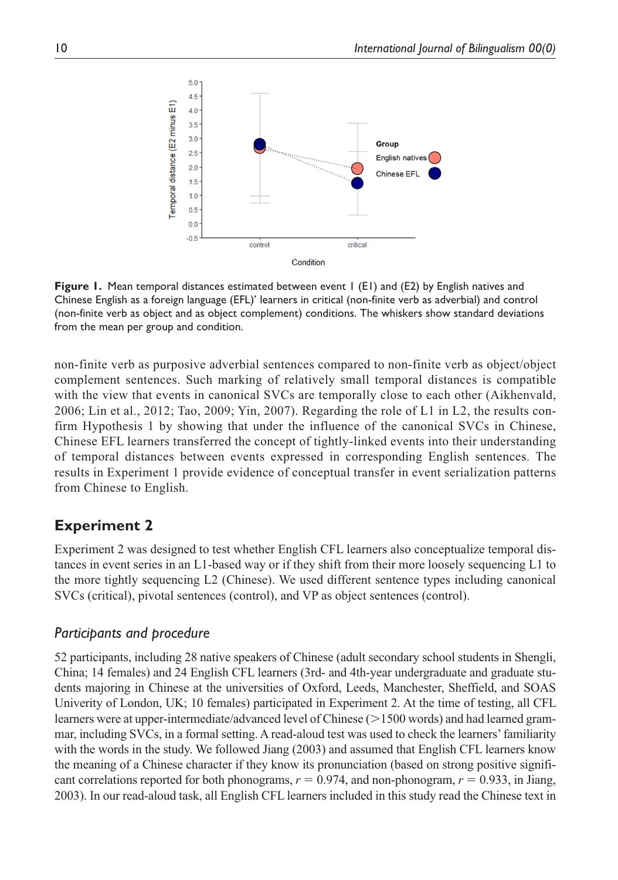**Figure 1.** Mean temporal distances estimated between event 1 (E1) and (E2) by English natives and Chinese English as a foreign language (EFL)' learners in critical (non-finite verb as adverbial) and control (non-finite verb as object and as object complement) conditions. The whiskers show standard deviations from the mean per group and condition.

non-finite verb as purposive adverbial sentences compared to non-finite verb as object/object complement sentences. Such marking of relatively small temporal distances is compatible with the view that events in canonical SVCs are temporally close to each other (Aikhenvald, 2006; Lin et al., 2012; Tao, 2009; Yin, 2007). Regarding the role of L1 in L2, the results confirm Hypothesis 1 by showing that under the influence of the canonical SVCs in Chinese, Chinese EFL learners transferred the concept of tightly-linked events into their understanding of temporal distances between events expressed in corresponding English sentences. The results in Experiment 1 provide evidence of conceptual transfer in event serialization patterns from Chinese to English.

## Experiment 2

Experiment 2 was designed to test whether English CFL learners also conceptualize temporal distances in event series in an L1-based way or if they shift from their more loosely sequencing L1 to the more tightly sequencing L2 (Chinese). We used different sentence types including canonical SVCs (critical), pivotal sentences (control), and VP as object sentences (control).

### *Participants and procedure*

52 participants, including 28 native speakers of Chinese (adult secondary school students in Shengli, China; 14 females) and 24 English CFL learners (3rd- and 4th-year undergraduate and graduate students majoring in Chinese at the universities of Oxford, Leeds, Manchester, Sheffield, and SOAS Univerity of London, UK; 10 females) participated in Experiment 2. At the time of testing, all CFL learners were at upper-intermediate/advanced level of Chinese (>1500 words) and had learned grammar, including SVCs, in a formal setting. A read-aloud test was used to check the learners' familiarity with the words in the study. We followed Jiang (2003) and assumed that English CFL learners know the meaning of a Chinese character if they know its pronunciation (based on strong positive significant correlations reported for both phonograms, $r = 0.974$, and non-phonogram, $r = 0.933$, in Jiang, 2003). In our read-aloud task, all English CFL learners included in this study read the Chinese text in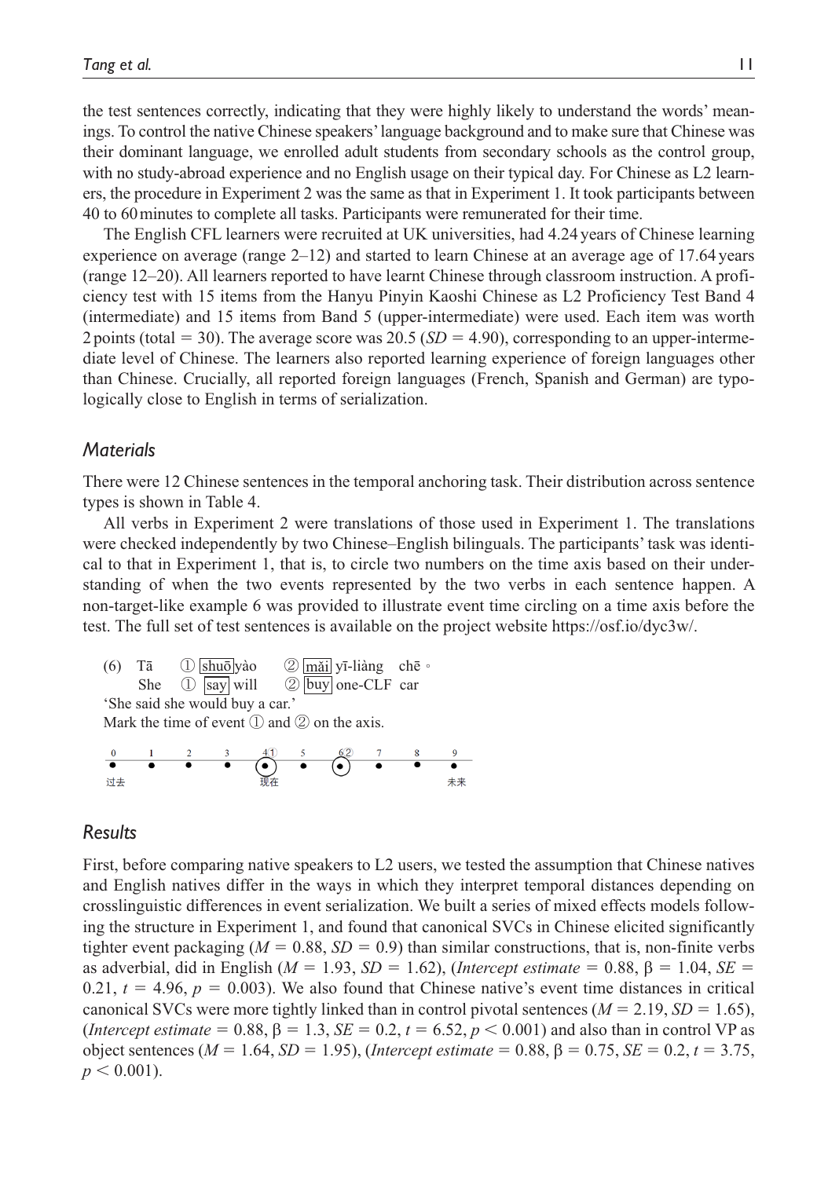the test sentences correctly, indicating that they were highly likely to understand the words' meanings. To control the native Chinese speakers' language background and to make sure that Chinese was their dominant language, we enrolled adult students from secondary schools as the control group, with no study-abroad experience and no English usage on their typical day. For Chinese as L2 learners, the procedure in Experiment 2 was the same as that in Experiment 1. It took participants between 40 to 60 minutes to complete all tasks. Participants were remunerated for their time.

The English CFL learners were recruited at UK universities, had 4.24 years of Chinese learning experience on average (range 2–12) and started to learn Chinese at an average age of 17.64 years (range 12–20). All learners reported to have learnt Chinese through classroom instruction. A proficiency test with 15 items from the Hanyu Pinyin Kaoshi Chinese as L2 Proficiency Test Band 4 (intermediate) and 15 items from Band 5 (upper-intermediate) were used. Each item was worth 2 points (total = 30). The average score was 20.5 (*SD* = 4.90), corresponding to an upper-intermediate level of Chinese. The learners also reported learning experience of foreign languages other than Chinese. Crucially, all reported foreign languages (French, Spanish and German) are typologically close to English in terms of serialization.

## Materials

There were 12 Chinese sentences in the temporal anchoring task. Their distribution across sentence types is shown in Table 4.

All verbs in Experiment 2 were translations of those used in Experiment 1. The translations were checked independently by two Chinese–English bilinguals. The participants' task was identical to that in Experiment 1, that is, to circle two numbers on the time axis based on their understanding of when the two events represented by the two verbs in each sentence happen. A non-target-like example 6 was provided to illustrate event time circling on a time axis before the test. The full set of test sentences is available on the project website https://osf.io/dyc3w/.

(6) Tā ① [shuō] yào ② [mǎi] yī-liàng chē。
She ① [say] will ② [buy] one-CLF car
'She said she would buy a car.'
Mark the time of event ① and ② on the axis.

0 1 2 3 4① 5 6② 7 8 9
过去 现在 未来

## Results

First, before comparing native speakers to L2 users, we tested the assumption that Chinese natives and English natives differ in the ways in which they interpret temporal distances depending on crosslinguistic differences in event serialization. We built a series of mixed effects models following the structure in Experiment 1, and found that canonical SVCs in Chinese elicited significantly tighter event packaging ($M = 0.88$, $SD = 0.9$) than similar constructions, that is, non-finite verbs as adverbial, did in English ($M = 1.93$, $SD = 1.62$), (*Intercept estimate* = 0.88, $\beta = 1.04$, $SE = 0.21$, $t = 4.96$, $p = 0.003$). We also found that Chinese native's event time distances in critical canonical SVCs were more tightly linked than in control pivotal sentences ($M = 2.19$, $SD = 1.65$), (*Intercept estimate* = 0.88, $\beta = 1.3$, $SE = 0.2$, $t = 6.52$, $p < 0.001$) and also than in control VP as object sentences ($M = 1.64$, $SD = 1.95$), (*Intercept estimate* = 0.88, $\beta = 0.75$, $SE = 0.2$, $t = 3.75$, $p < 0.001$).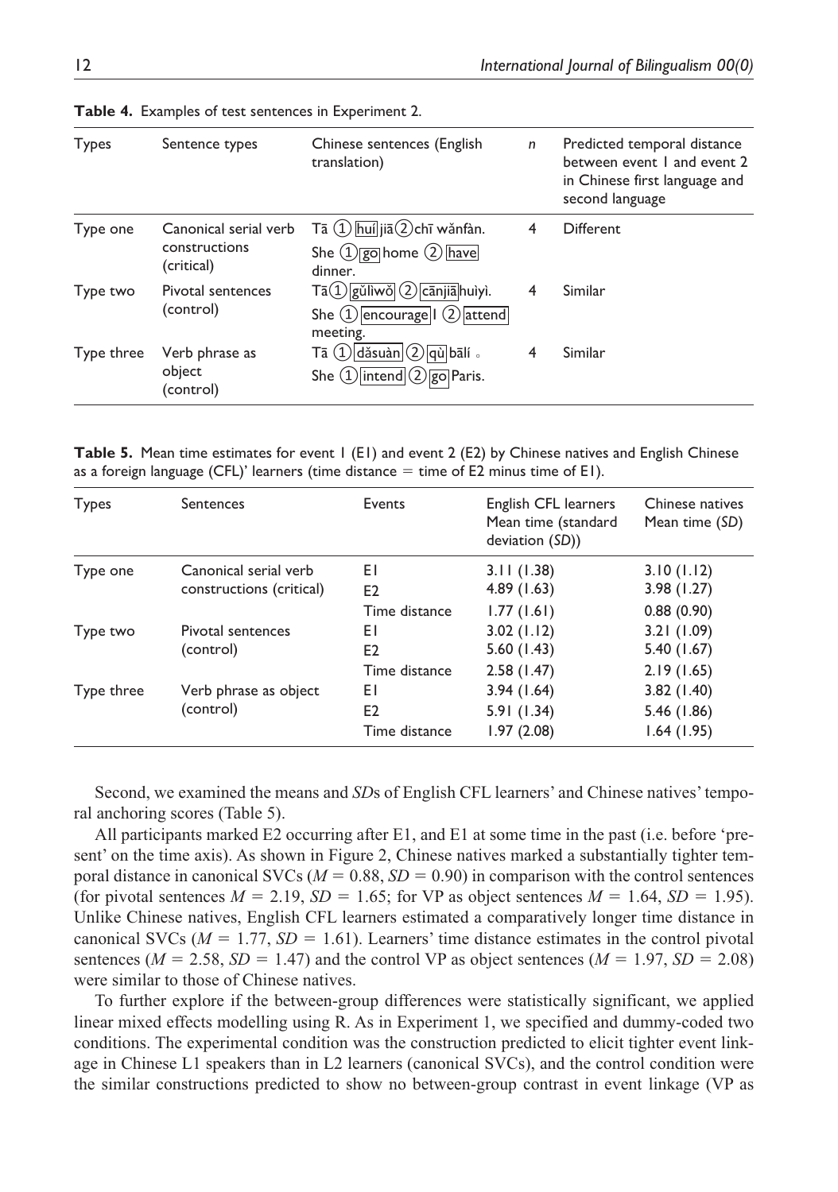**Table 4.** Examples of test sentences in Experiment 2.

| Types | Sentence types | Chinese sentences (English translation) | *n* | Predicted temporal distance between event 1 and event 2 in Chinese first language and second language |
|---|---|---|---|---|
| Type one | Canonical serial verb constructions (critical) | Tā ① huí jiā ② chī wǎnfàn. She ① go home ② have dinner. | 4 | Different |
| Type two | Pivotal sentences (control) | Tā ① gǔliwǒ ② cānjiā huìyì. She ① encourage I ② attend meeting. | 4 | Similar |
| Type three | Verb phrase as object (control) | Tā ① dǎsuàn ② qù bālí。 She ① intend ② go Paris. | 4 | Similar |

**Table 5.** Mean time estimates for event 1 (E1) and event 2 (E2) by Chinese natives and English Chinese as a foreign language (CFL)' learners (time distance = time of E2 minus time of E1).

| Types | Sentences | Events | English CFL learners Mean time (standard deviation (*SD*)) | Chinese natives Mean time (*SD*) |
|---|---|---|---|---|
| Type one | Canonical serial verb constructions (critical) | E1 | 3.11 (1.38) | 3.10 (1.12) |
| | | E2 | 4.89 (1.63) | 3.98 (1.27) |
| | | Time distance | 1.77 (1.61) | 0.88 (0.90) |
| Type two | Pivotal sentences (control) | E1 | 3.02 (1.12) | 3.21 (1.09) |
| | | E2 | 5.60 (1.43) | 5.40 (1.67) |
| | | Time distance | 2.58 (1.47) | 2.19 (1.65) |
| Type three | Verb phrase as object (control) | E1 | 3.94 (1.64) | 3.82 (1.40) |
| | | E2 | 5.91 (1.34) | 5.46 (1.86) |
| | | Time distance | 1.97 (2.08) | 1.64 (1.95) |

Second, we examined the means and *SD*s of English CFL learners' and Chinese natives' temporal anchoring scores (Table 5).

All participants marked E2 occurring after E1, and E1 at some time in the past (i.e. before 'present' on the time axis). As shown in Figure 2, Chinese natives marked a substantially tighter temporal distance in canonical SVCs ($M = 0.88$, $SD = 0.90$) in comparison with the control sentences (for pivotal sentences $M = 2.19$, $SD = 1.65$; for VP as object sentences $M = 1.64$, $SD = 1.95$). Unlike Chinese natives, English CFL learners estimated a comparatively longer time distance in canonical SVCs ($M = 1.77$, $SD = 1.61$). Learners' time distance estimates in the control pivotal sentences ($M = 2.58$, $SD = 1.47$) and the control VP as object sentences ($M = 1.97$, $SD = 2.08$) were similar to those of Chinese natives.

To further explore if the between-group differences were statistically significant, we applied linear mixed effects modelling using R. As in Experiment 1, we specified and dummy-coded two conditions. The experimental condition was the construction predicted to elicit tighter event linkage in Chinese L1 speakers than in L2 learners (canonical SVCs), and the control condition were the similar constructions predicted to show no between-group contrast in event linkage (VP as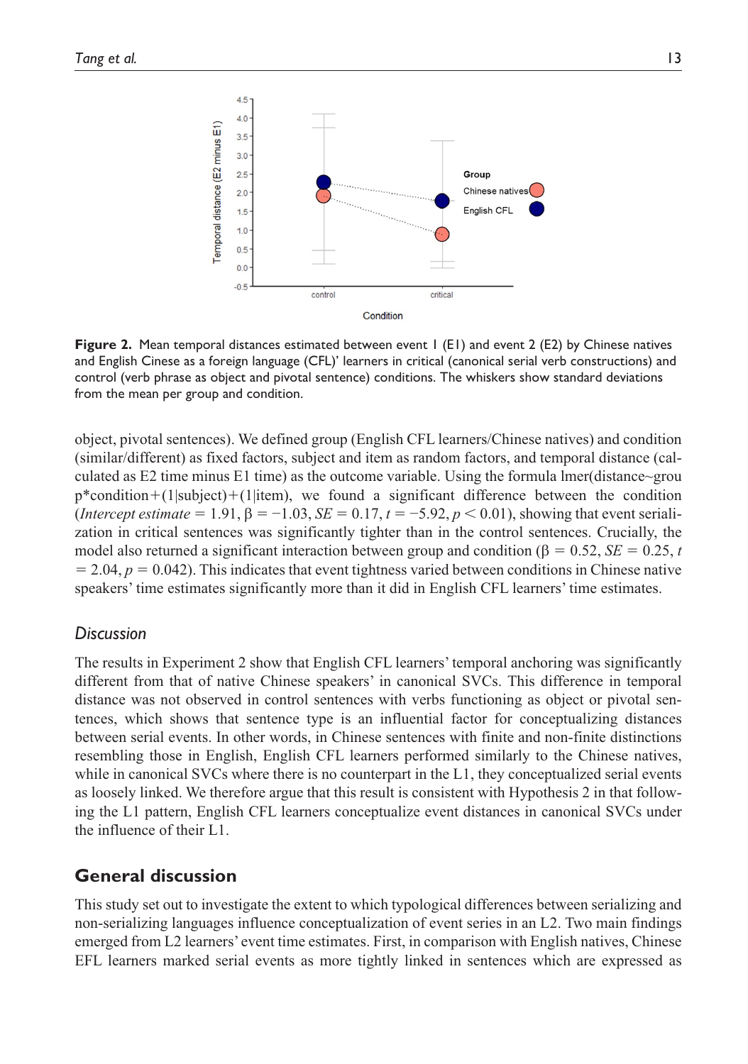**Figure 2.** Mean temporal distances estimated between event 1 (E1) and event 2 (E2) by Chinese natives and English Cinese as a foreign language (CFL)' learners in critical (canonical serial verb constructions) and control (verb phrase as object and pivotal sentence) conditions. The whiskers show standard deviations from the mean per group and condition.

object, pivotal sentences). We defined group (English CFL learners/Chinese natives) and condition (similar/different) as fixed factors, subject and item as random factors, and temporal distance (calculated as E2 time minus E1 time) as the outcome variable. Using the formula lmer(distance~group*condition+(1|subject)+(1|item), we found a significant difference between the condition (*Intercept estimate* = 1.91, $\beta = -1.03$, $SE = 0.17$, $t = -5.92$, $p < 0.01$), showing that event serialization in critical sentences was significantly tighter than in the control sentences. Crucially, the model also returned a significant interaction between group and condition ($\beta = 0.52$, $SE = 0.25$, $t = 2.04$, $p = 0.042$). This indicates that event tightness varied between conditions in Chinese native speakers' time estimates significantly more than it did in English CFL learners' time estimates.

### Discussion

The results in Experiment 2 show that English CFL learners' temporal anchoring was significantly different from that of native Chinese speakers' in canonical SVCs. This difference in temporal distance was not observed in control sentences with verbs functioning as object or pivotal sentences, which shows that sentence type is an influential factor for conceptualizing distances between serial events. In other words, in Chinese sentences with finite and non-finite distinctions resembling those in English, English CFL learners performed similarly to the Chinese natives, while in canonical SVCs where there is no counterpart in the L1, they conceptualized serial events as loosely linked. We therefore argue that this result is consistent with Hypothesis 2 in that following the L1 pattern, English CFL learners conceptualize event distances in canonical SVCs under the influence of their L1.

## General discussion

This study set out to investigate the extent to which typological differences between serializing and non-serializing languages influence conceptualization of event series in an L2. Two main findings emerged from L2 learners' event time estimates. First, in comparison with English natives, Chinese EFL learners marked serial events as more tightly linked in sentences which are expressed as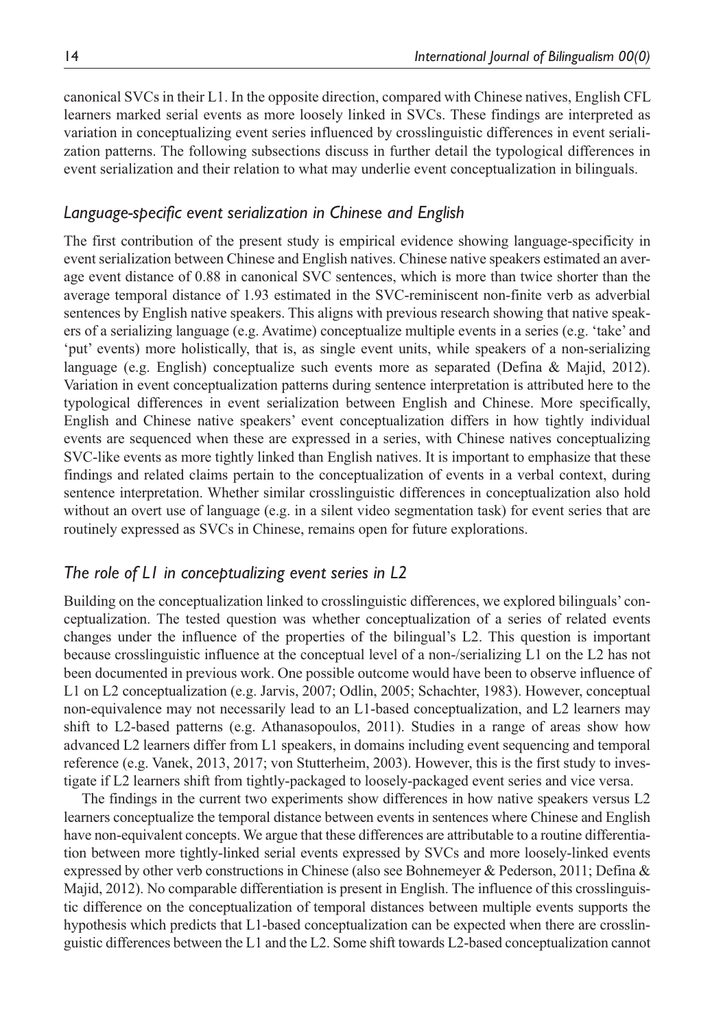canonical SVCs in their L1. In the opposite direction, compared with Chinese natives, English CFL learners marked serial events as more loosely linked in SVCs. These findings are interpreted as variation in conceptualizing event series influenced by crosslinguistic differences in event serialization patterns. The following subsections discuss in further detail the typological differences in event serialization and their relation to what may underlie event conceptualization in bilinguals.

## *Language-specific event serialization in Chinese and English*

The first contribution of the present study is empirical evidence showing language-specificity in event serialization between Chinese and English natives. Chinese native speakers estimated an average event distance of 0.88 in canonical SVC sentences, which is more than twice shorter than the average temporal distance of 1.93 estimated in the SVC-reminiscent non-finite verb as adverbial sentences by English native speakers. This aligns with previous research showing that native speakers of a serializing language (e.g. Avatime) conceptualize multiple events in a series (e.g. 'take' and 'put' events) more holistically, that is, as single event units, while speakers of a non-serializing language (e.g. English) conceptualize such events more as separated (Defina & Majid, 2012). Variation in event conceptualization patterns during sentence interpretation is attributed here to the typological differences in event serialization between English and Chinese. More specifically, English and Chinese native speakers' event conceptualization differs in how tightly individual events are sequenced when these are expressed in a series, with Chinese natives conceptualizing SVC-like events as more tightly linked than English natives. It is important to emphasize that these findings and related claims pertain to the conceptualization of events in a verbal context, during sentence interpretation. Whether similar crosslinguistic differences in conceptualization also hold without an overt use of language (e.g. in a silent video segmentation task) for event series that are routinely expressed as SVCs in Chinese, remains open for future explorations.

## *The role of L1 in conceptualizing event series in L2*

Building on the conceptualization linked to crosslinguistic differences, we explored bilinguals' conceptualization. The tested question was whether conceptualization of a series of related events changes under the influence of the properties of the bilingual's L2. This question is important because crosslinguistic influence at the conceptual level of a non-/serializing L1 on the L2 has not been documented in previous work. One possible outcome would have been to observe influence of L1 on L2 conceptualization (e.g. Jarvis, 2007; Odlin, 2005; Schachter, 1983). However, conceptual non-equivalence may not necessarily lead to an L1-based conceptualization, and L2 learners may shift to L2-based patterns (e.g. Athanasopoulos, 2011). Studies in a range of areas show how advanced L2 learners differ from L1 speakers, in domains including event sequencing and temporal reference (e.g. Vanek, 2013, 2017; von Stutterheim, 2003). However, this is the first study to investigate if L2 learners shift from tightly-packaged to loosely-packaged event series and vice versa.

The findings in the current two experiments show differences in how native speakers versus L2 learners conceptualize the temporal distance between events in sentences where Chinese and English have non-equivalent concepts. We argue that these differences are attributable to a routine differentiation between more tightly-linked serial events expressed by SVCs and more loosely-linked events expressed by other verb constructions in Chinese (also see Bohnemeyer & Pederson, 2011; Defina & Majid, 2012). No comparable differentiation is present in English. The influence of this crosslinguistic difference on the conceptualization of temporal distances between multiple events supports the hypothesis which predicts that L1-based conceptualization can be expected when there are crosslinguistic differences between the L1 and the L2. Some shift towards L2-based conceptualization cannot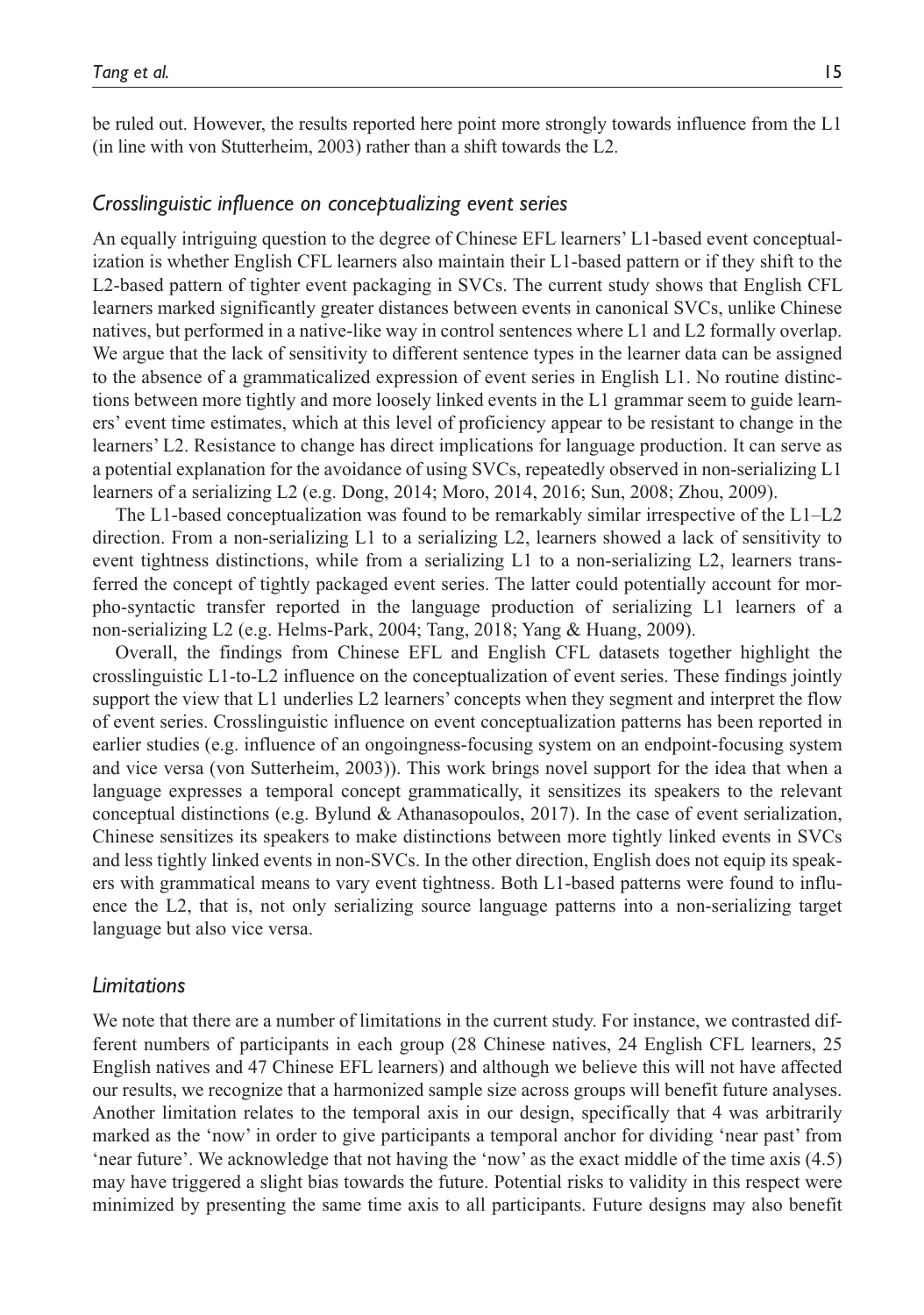be ruled out. However, the results reported here point more strongly towards influence from the L1 (in line with von Stutterheim, 2003) rather than a shift towards the L2.

### *Crosslinguistic influence on conceptualizing event series*

An equally intriguing question to the degree of Chinese EFL learners' L1-based event conceptualization is whether English CFL learners also maintain their L1-based pattern or if they shift to the L2-based pattern of tighter event packaging in SVCs. The current study shows that English CFL learners marked significantly greater distances between events in canonical SVCs, unlike Chinese natives, but performed in a native-like way in control sentences where L1 and L2 formally overlap. We argue that the lack of sensitivity to different sentence types in the learner data can be assigned to the absence of a grammaticalized expression of event series in English L1. No routine distinctions between more tightly and more loosely linked events in the L1 grammar seem to guide learners' event time estimates, which at this level of proficiency appear to be resistant to change in the learners' L2. Resistance to change has direct implications for language production. It can serve as a potential explanation for the avoidance of using SVCs, repeatedly observed in non-serializing L1 learners of a serializing L2 (e.g. Dong, 2014; Moro, 2014, 2016; Sun, 2008; Zhou, 2009).

The L1-based conceptualization was found to be remarkably similar irrespective of the L1–L2 direction. From a non-serializing L1 to a serializing L2, learners showed a lack of sensitivity to event tightness distinctions, while from a serializing L1 to a non-serializing L2, learners transferred the concept of tightly packaged event series. The latter could potentially account for morpho-syntactic transfer reported in the language production of serializing L1 learners of a non-serializing L2 (e.g. Helms-Park, 2004; Tang, 2018; Yang & Huang, 2009).

Overall, the findings from Chinese EFL and English CFL datasets together highlight the crosslinguistic L1-to-L2 influence on the conceptualization of event series. These findings jointly support the view that L1 underlies L2 learners' concepts when they segment and interpret the flow of event series. Crosslinguistic influence on event conceptualization patterns has been reported in earlier studies (e.g. influence of an ongoingness-focusing system on an endpoint-focusing system and vice versa (von Sutterheim, 2003)). This work brings novel support for the idea that when a language expresses a temporal concept grammatically, it sensitizes its speakers to the relevant conceptual distinctions (e.g. Bylund & Athanasopoulos, 2017). In the case of event serialization, Chinese sensitizes its speakers to make distinctions between more tightly linked events in SVCs and less tightly linked events in non-SVCs. In the other direction, English does not equip its speakers with grammatical means to vary event tightness. Both L1-based patterns were found to influence the L2, that is, not only serializing source language patterns into a non-serializing target language but also vice versa.

### *Limitations*

We note that there are a number of limitations in the current study. For instance, we contrasted different numbers of participants in each group (28 Chinese natives, 24 English CFL learners, 25 English natives and 47 Chinese EFL learners) and although we believe this will not have affected our results, we recognize that a harmonized sample size across groups will benefit future analyses. Another limitation relates to the temporal axis in our design, specifically that 4 was arbitrarily marked as the 'now' in order to give participants a temporal anchor for dividing 'near past' from 'near future'. We acknowledge that not having the 'now' as the exact middle of the time axis (4.5) may have triggered a slight bias towards the future. Potential risks to validity in this respect were minimized by presenting the same time axis to all participants. Future designs may also benefit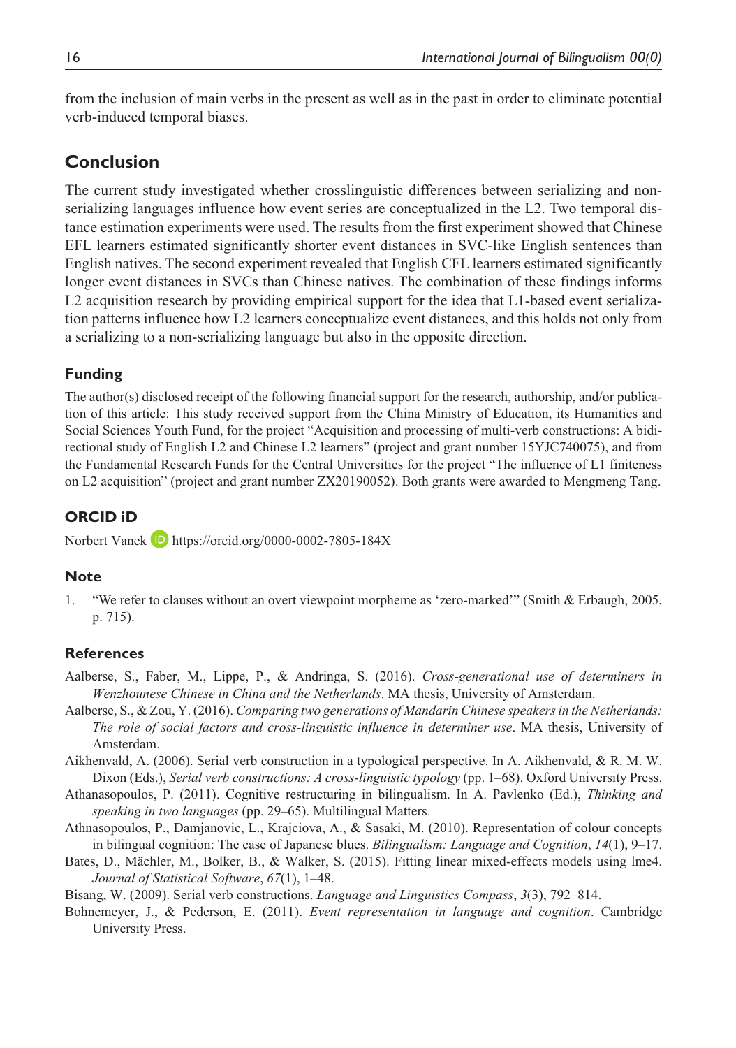from the inclusion of main verbs in the present as well as in the past in order to eliminate potential verb-induced temporal biases.

## Conclusion

The current study investigated whether crosslinguistic differences between serializing and non-serializing languages influence how event series are conceptualized in the L2. Two temporal distance estimation experiments were used. The results from the first experiment showed that Chinese EFL learners estimated significantly shorter event distances in SVC-like English sentences than English natives. The second experiment revealed that English CFL learners estimated significantly longer event distances in SVCs than Chinese natives. The combination of these findings informs L2 acquisition research by providing empirical support for the idea that L1-based event serialization patterns influence how L2 learners conceptualize event distances, and this holds not only from a serializing to a non-serializing language but also in the opposite direction.

### Funding

The author(s) disclosed receipt of the following financial support for the research, authorship, and/or publication of this article: This study received support from the China Ministry of Education, its Humanities and Social Sciences Youth Fund, for the project "Acquisition and processing of multi-verb constructions: A bidirectional study of English L2 and Chinese L2 learners" (project and grant number 15YJC740075), and from the Fundamental Research Funds for the Central Universities for the project "The influence of L1 finiteness on L2 acquisition" (project and grant number ZX20190052). Both grants were awarded to Mengmeng Tang.

### ORCID iD

Norbert Vanek https://orcid.org/0000-0002-7805-184X

### Note

1. "We refer to clauses without an overt viewpoint morpheme as 'zero-marked'" (Smith & Erbaugh, 2005, p. 715).

### References

Aalberse, S., Faber, M., Lippe, P., & Andringa, S. (2016). *Cross-generational use of determiners in Wenzhounese Chinese in China and the Netherlands*. MA thesis, University of Amsterdam.

Aalberse, S., & Zou, Y. (2016). *Comparing two generations of Mandarin Chinese speakers in the Netherlands: The role of social factors and cross-linguistic influence in determiner use*. MA thesis, University of Amsterdam.

Aikhenvald, A. (2006). Serial verb construction in a typological perspective. In A. Aikhenvald, & R. M. W. Dixon (Eds.), *Serial verb constructions: A cross-linguistic typology* (pp. 1–68). Oxford University Press.

Athanasopoulos, P. (2011). Cognitive restructuring in bilingualism. In A. Pavlenko (Ed.), *Thinking and speaking in two languages* (pp. 29–65). Multilingual Matters.

Athnasopoulos, P., Damjanovic, L., Krajciova, A., & Sasaki, M. (2010). Representation of colour concepts in bilingual cognition: The case of Japanese blues. *Bilingualism: Language and Cognition*, *14*(1), 9–17.

Bates, D., Mächler, M., Bolker, B., & Walker, S. (2015). Fitting linear mixed-effects models using lme4. *Journal of Statistical Software*, *67*(1), 1–48.

Bisang, W. (2009). Serial verb constructions. *Language and Linguistics Compass*, *3*(3), 792–814.

Bohnemeyer, J., & Pederson, E. (2011). *Event representation in language and cognition*. Cambridge University Press.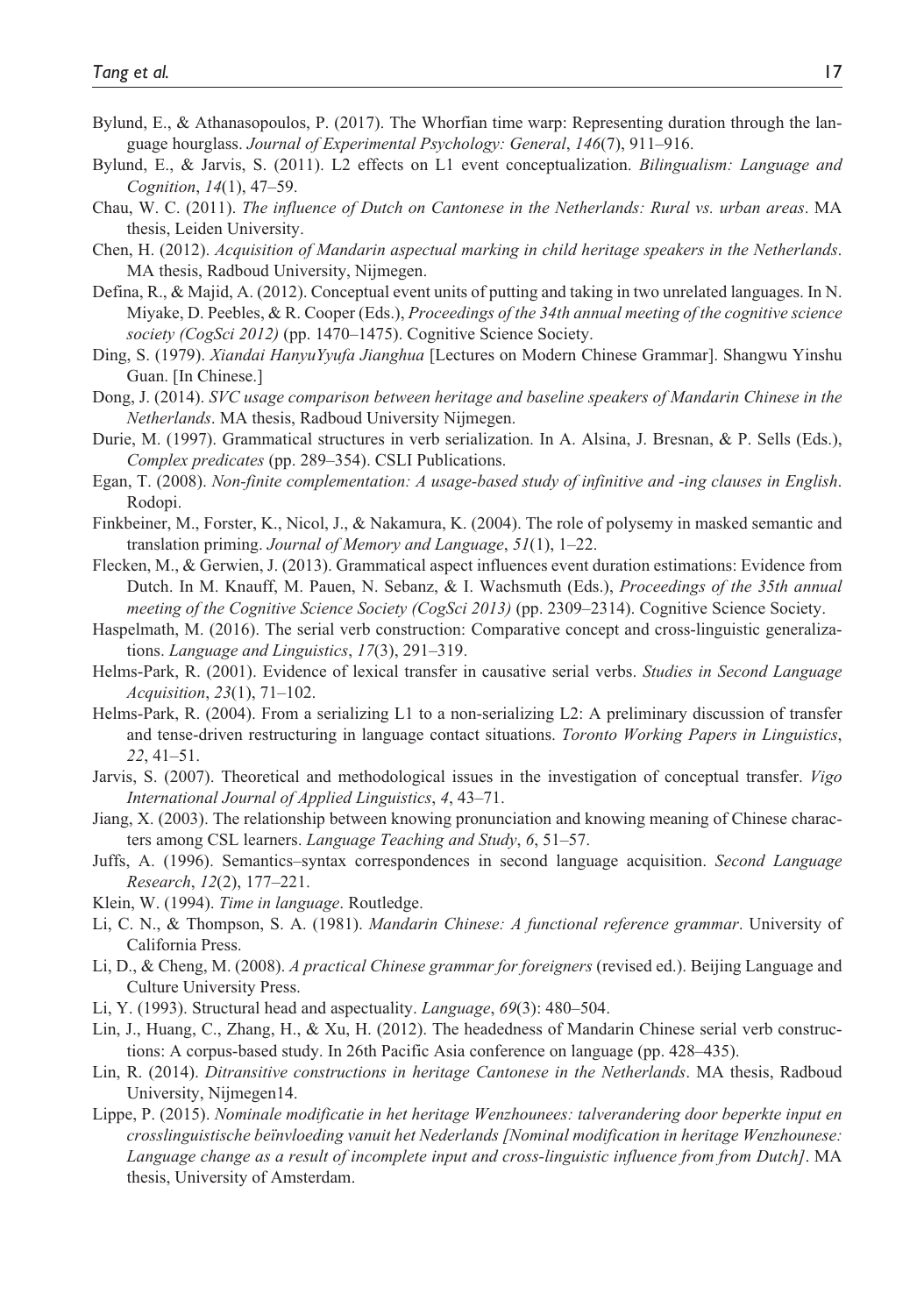Bylund, E., & Athanasopoulos, P. (2017). The Whorfian time warp: Representing duration through the language hourglass. *Journal of Experimental Psychology: General*, *146*(7), 911–916.

Bylund, E., & Jarvis, S. (2011). L2 effects on L1 event conceptualization. *Bilingualism: Language and Cognition*, *14*(1), 47–59.

Chau, W. C. (2011). *The influence of Dutch on Cantonese in the Netherlands: Rural vs. urban areas*. MA thesis, Leiden University.

Chen, H. (2012). *Acquisition of Mandarin aspectual marking in child heritage speakers in the Netherlands*. MA thesis, Radboud University, Nijmegen.

Defina, R., & Majid, A. (2012). Conceptual event units of putting and taking in two unrelated languages. In N. Miyake, D. Peebles, & R. Cooper (Eds.), *Proceedings of the 34th annual meeting of the cognitive science society (CogSci 2012)* (pp. 1470–1475). Cognitive Science Society.

Ding, S. (1979). *Xiandai HanyuYyufa Jianghua* [Lectures on Modern Chinese Grammar]. Shangwu Yinshu Guan. [In Chinese.]

Dong, J. (2014). *SVC usage comparison between heritage and baseline speakers of Mandarin Chinese in the Netherlands*. MA thesis, Radboud University Nijmegen.

Durie, M. (1997). Grammatical structures in verb serialization. In A. Alsina, J. Bresnan, & P. Sells (Eds.), *Complex predicates* (pp. 289–354). CSLI Publications.

Egan, T. (2008). *Non-finite complementation: A usage-based study of infinitive and -ing clauses in English*. Rodopi.

Finkbeiner, M., Forster, K., Nicol, J., & Nakamura, K. (2004). The role of polysemy in masked semantic and translation priming. *Journal of Memory and Language*, *51*(1), 1–22.

Flecken, M., & Gerwien, J. (2013). Grammatical aspect influences event duration estimations: Evidence from Dutch. In M. Knauff, M. Pauen, N. Sebanz, & I. Wachsmuth (Eds.), *Proceedings of the 35th annual meeting of the Cognitive Science Society (CogSci 2013)* (pp. 2309–2314). Cognitive Science Society.

Haspelmath, M. (2016). The serial verb construction: Comparative concept and cross-linguistic generalizations. *Language and Linguistics*, *17*(3), 291–319.

Helms-Park, R. (2001). Evidence of lexical transfer in causative serial verbs. *Studies in Second Language Acquisition*, *23*(1), 71–102.

Helms-Park, R. (2004). From a serializing L1 to a non-serializing L2: A preliminary discussion of transfer and tense-driven restructuring in language contact situations. *Toronto Working Papers in Linguistics*, *22*, 41–51.

Jarvis, S. (2007). Theoretical and methodological issues in the investigation of conceptual transfer. *Vigo International Journal of Applied Linguistics*, *4*, 43–71.

Jiang, X. (2003). The relationship between knowing pronunciation and knowing meaning of Chinese characters among CSL learners. *Language Teaching and Study*, *6*, 51–57.

Juffs, A. (1996). Semantics–syntax correspondences in second language acquisition. *Second Language Research*, *12*(2), 177–221.

Klein, W. (1994). *Time in language*. Routledge.

Li, C. N., & Thompson, S. A. (1981). *Mandarin Chinese: A functional reference grammar*. University of California Press.

Li, D., & Cheng, M. (2008). *A practical Chinese grammar for foreigners* (revised ed.). Beijing Language and Culture University Press.

Li, Y. (1993). Structural head and aspectuality. *Language*, *69*(3): 480–504.

Lin, J., Huang, C., Zhang, H., & Xu, H. (2012). The headedness of Mandarin Chinese serial verb constructions: A corpus-based study. In 26th Pacific Asia conference on language (pp. 428–435).

Lin, R. (2014). *Ditransitive constructions in heritage Cantonese in the Netherlands*. MA thesis, Radboud University, Nijmegen14.

Lippe, P. (2015). *Nominale modificatie in het heritage Wenzhounees: talverandering door beperkte input en crosslinguistische beïnvloeding vanuit het Nederlands [Nominal modification in heritage Wenzhounese: Language change as a result of incomplete input and cross-linguistic influence from from Dutch]*. MA thesis, University of Amsterdam.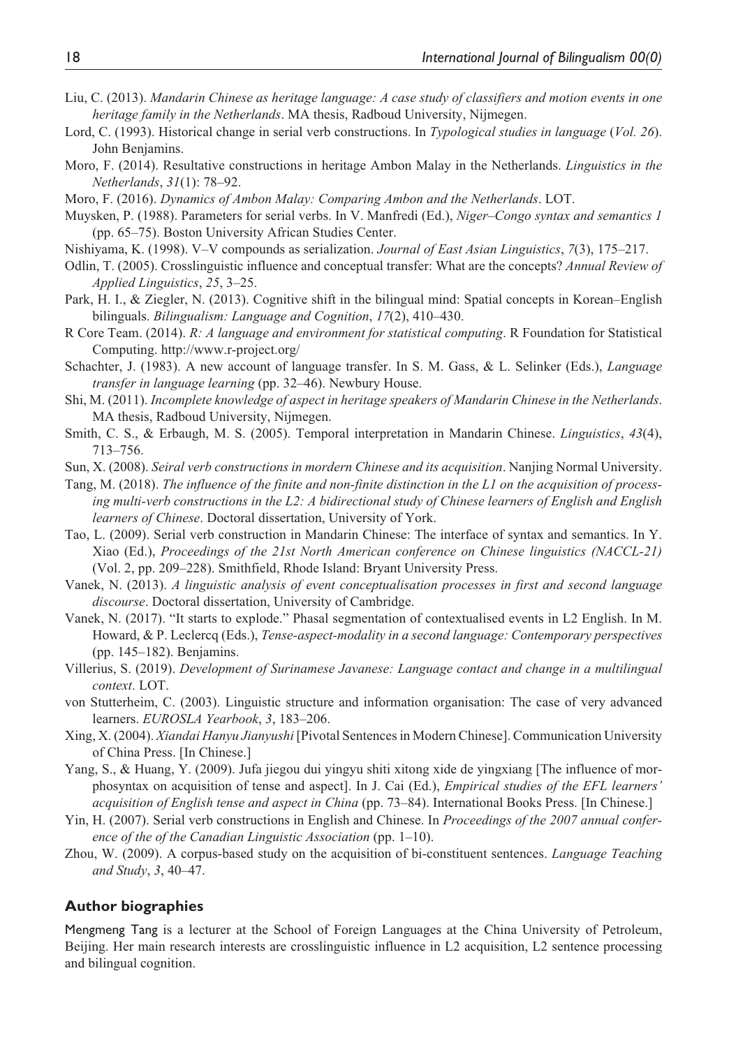Liu, C. (2013). *Mandarin Chinese as heritage language: A case study of classifiers and motion events in one heritage family in the Netherlands*. MA thesis, Radboud University, Nijmegen.

Lord, C. (1993). Historical change in serial verb constructions. In *Typological studies in language* (*Vol. 26*). John Benjamins.

Moro, F. (2014). Resultative constructions in heritage Ambon Malay in the Netherlands. *Linguistics in the Netherlands*, *31*(1): 78–92.

Moro, F. (2016). *Dynamics of Ambon Malay: Comparing Ambon and the Netherlands*. LOT.

Muysken, P. (1988). Parameters for serial verbs. In V. Manfredi (Ed.), *Niger–Congo syntax and semantics 1* (pp. 65–75). Boston University African Studies Center.

Nishiyama, K. (1998). V–V compounds as serialization. *Journal of East Asian Linguistics*, *7*(3), 175–217.

Odlin, T. (2005). Crosslinguistic influence and conceptual transfer: What are the concepts? *Annual Review of Applied Linguistics*, *25*, 3–25.

Park, H. I., & Ziegler, N. (2013). Cognitive shift in the bilingual mind: Spatial concepts in Korean–English bilinguals. *Bilingualism: Language and Cognition*, *17*(2), 410–430.

R Core Team. (2014). *R: A language and environment for statistical computing*. R Foundation for Statistical Computing. http://www.r-project.org/

Schachter, J. (1983). A new account of language transfer. In S. M. Gass, & L. Selinker (Eds.), *Language transfer in language learning* (pp. 32–46). Newbury House.

Shi, M. (2011). *Incomplete knowledge of aspect in heritage speakers of Mandarin Chinese in the Netherlands*. MA thesis, Radboud University, Nijmegen.

Smith, C. S., & Erbaugh, M. S. (2005). Temporal interpretation in Mandarin Chinese. *Linguistics*, *43*(4), 713–756.

Sun, X. (2008). *Seiral verb constructions in mordern Chinese and its acquisition*. Nanjing Normal University.

Tang, M. (2018). *The influence of the finite and non-finite distinction in the L1 on the acquisition of processing multi-verb constructions in the L2: A bidirectional study of Chinese learners of English and English learners of Chinese*. Doctoral dissertation, University of York.

Tao, L. (2009). Serial verb construction in Mandarin Chinese: The interface of syntax and semantics. In Y. Xiao (Ed.), *Proceedings of the 21st North American conference on Chinese linguistics (NACCL-21)* (Vol. 2, pp. 209–228). Smithfield, Rhode Island: Bryant University Press.

Vanek, N. (2013). *A linguistic analysis of event conceptualisation processes in first and second language discourse*. Doctoral dissertation, University of Cambridge.

Vanek, N. (2017). "It starts to explode." Phasal segmentation of contextualised events in L2 English. In M. Howard, & P. Leclercq (Eds.), *Tense-aspect-modality in a second language: Contemporary perspectives* (pp. 145–182). Benjamins.

Villerius, S. (2019). *Development of Surinamese Javanese: Language contact and change in a multilingual context*. LOT.

von Stutterheim, C. (2003). Linguistic structure and information organisation: The case of very advanced learners. *EUROSLA Yearbook*, *3*, 183–206.

Xing, X. (2004). *Xiandai Hanyu Jianyushi* [Pivotal Sentences in Modern Chinese]. Communication University of China Press. [In Chinese.]

Yang, S., & Huang, Y. (2009). Jufa jiegou dui yingyu shiti xitong xide de yingxiang [The influence of morphosyntax on acquisition of tense and aspect]. In J. Cai (Ed.), *Empirical studies of the EFL learners' acquisition of English tense and aspect in China* (pp. 73–84). International Books Press. [In Chinese.]

Yin, H. (2007). Serial verb constructions in English and Chinese. In *Proceedings of the 2007 annual conference of the of the Canadian Linguistic Association* (pp. 1–10).

Zhou, W. (2009). A corpus-based study on the acquisition of bi-constituent sentences. *Language Teaching and Study*, *3*, 40–47.

### Author biographies

Mengmeng Tang is a lecturer at the School of Foreign Languages at the China University of Petroleum, Beijing. Her main research interests are crosslinguistic influence in L2 acquisition, L2 sentence processing and bilingual cognition.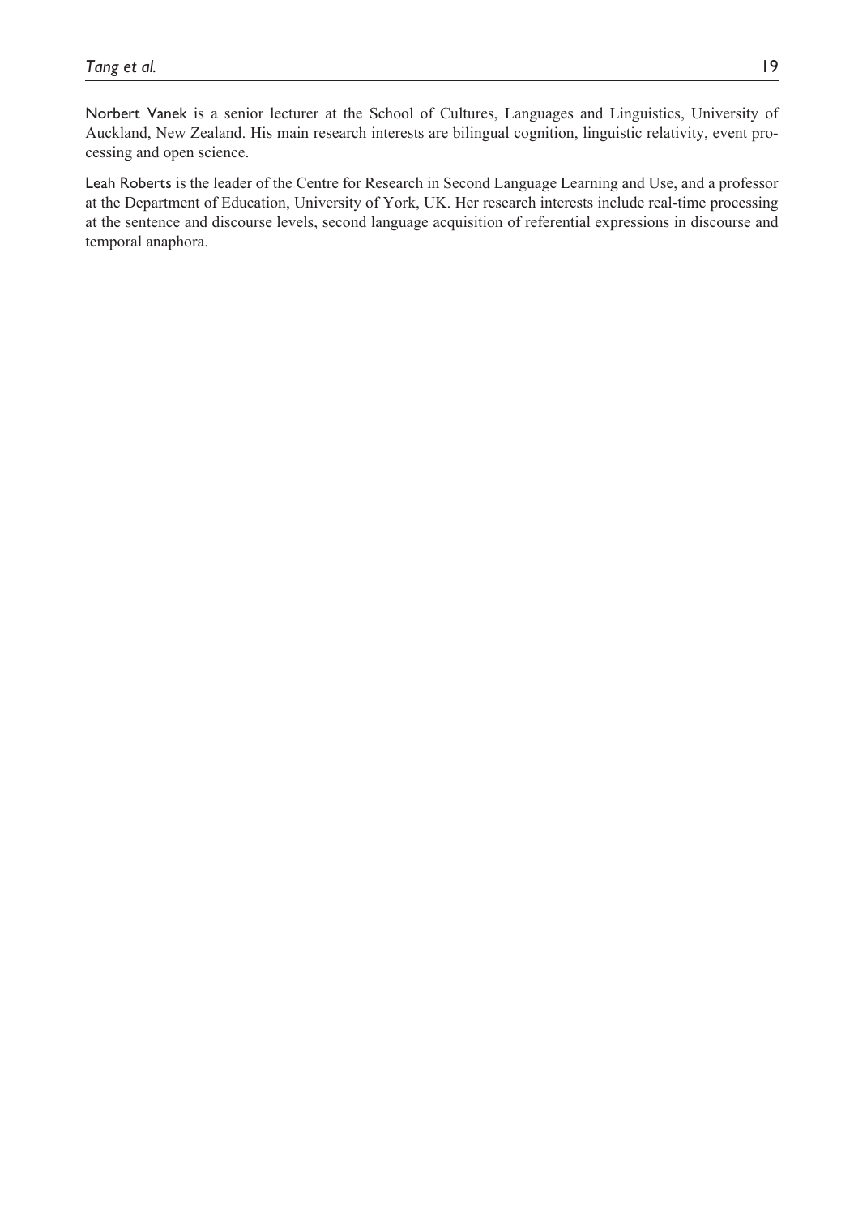Norbert Vanek is a senior lecturer at the School of Cultures, Languages and Linguistics, University of Auckland, New Zealand. His main research interests are bilingual cognition, linguistic relativity, event processing and open science.

Leah Roberts is the leader of the Centre for Research in Second Language Learning and Use, and a professor at the Department of Education, University of York, UK. Her research interests include real-time processing at the sentence and discourse levels, second language acquisition of referential expressions in discourse and temporal anaphora.